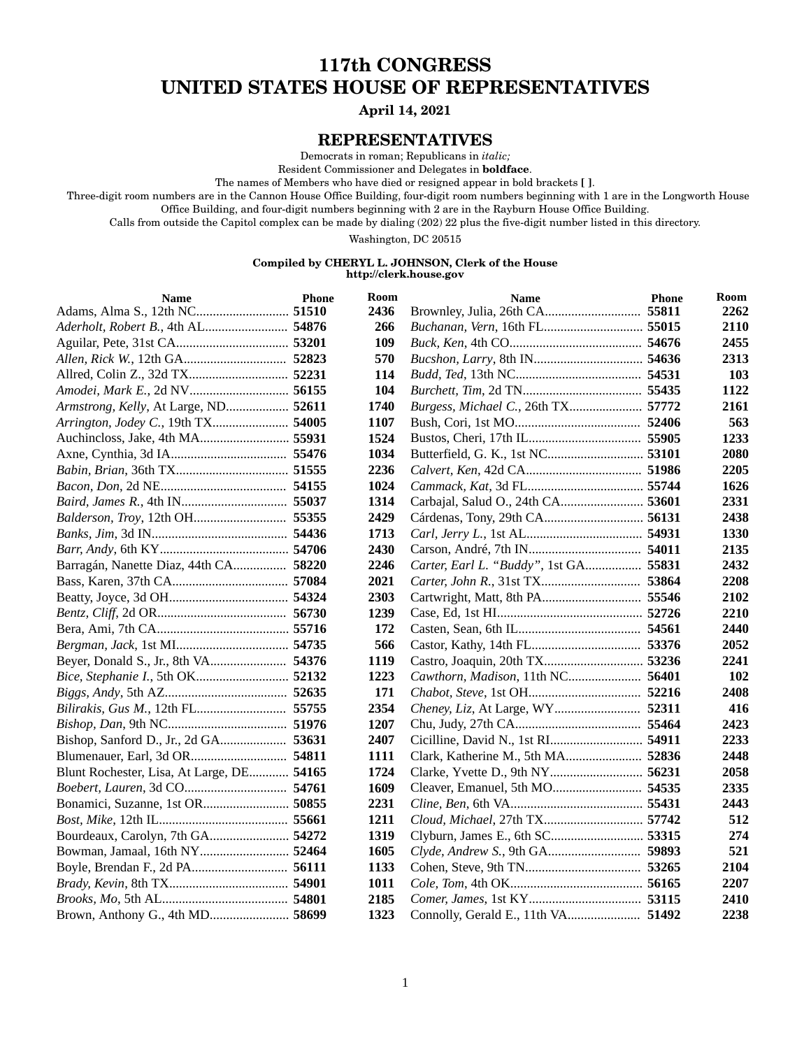# 117th CONGRESS
# UNITED STATES HOUSE OF REPRESENTATIVES

**April 14, 2021**

## REPRESENTATIVES

Democrats in roman; Republicans in *italic;*
Resident Commissioner and Delegates in **boldface**.
The names of Members who have died or resigned appear in bold brackets **[ ]**.
Three-digit room numbers are in the Cannon House Office Building, four-digit room numbers beginning with 1 are in the Longworth House Office Building, and four-digit numbers beginning with 2 are in the Rayburn House Office Building.
Calls from outside the Capitol complex can be made by dialing (202) 22 plus the five-digit number listed in this directory.

Washington, DC 20515

**Compiled by CHERYL L. JOHNSON, Clerk of the House**
**http://clerk.house.gov**

| Name | Phone | Room |
|---|---|---|
| Adams, Alma S., 12th NC | **51510** | **2436** |
| *Aderholt, Robert B.*, 4th AL | **54876** | **266** |
| Aguilar, Pete, 31st CA | **53201** | **109** |
| *Allen, Rick W.*, 12th GA | **52823** | **570** |
| Allred, Colin Z., 32d TX | **52231** | **114** |
| *Amodei, Mark E.*, 2d NV | **56155** | **104** |
| *Armstrong, Kelly*, At Large, ND | **52611** | **1740** |
| *Arrington, Jodey C.*, 19th TX | **54005** | **1107** |
| Auchincloss, Jake, 4th MA | **55931** | **1524** |
| Axne, Cynthia, 3d IA | **55476** | **1034** |
| *Babin, Brian*, 36th TX | **51555** | **2236** |
| *Bacon, Don*, 2d NE | **54155** | **1024** |
| *Baird, James R.*, 4th IN | **55037** | **1314** |
| *Balderson, Troy*, 12th OH | **55355** | **2429** |
| *Banks, Jim*, 3d IN | **54436** | **1713** |
| *Barr, Andy*, 6th KY | **54706** | **2430** |
| Barragán, Nanette Diaz, 44th CA | **58220** | **2246** |
| Bass, Karen, 37th CA | **57084** | **2021** |
| Beatty, Joyce, 3d OH | **54324** | **2303** |
| *Bentz, Cliff*, 2d OR | **56730** | **1239** |
| Bera, Ami, 7th CA | **55716** | **172** |
| *Bergman, Jack*, 1st MI | **54735** | **566** |
| Beyer, Donald S., Jr., 8th VA | **54376** | **1119** |
| *Bice, Stephanie I.*, 5th OK | **52132** | **1223** |
| *Biggs, Andy*, 5th AZ | **52635** | **171** |
| *Bilirakis, Gus M.*, 12th FL | **55755** | **2354** |
| *Bishop, Dan*, 9th NC | **51976** | **1207** |
| Bishop, Sanford D., Jr., 2d GA | **53631** | **2407** |
| Blumenauer, Earl, 3d OR | **54811** | **1111** |
| Blunt Rochester, Lisa, At Large, DE | **54165** | **1724** |
| *Boebert, Lauren*, 3d CO | **54761** | **1609** |
| Bonamici, Suzanne, 1st OR | **50855** | **2231** |
| *Bost, Mike*, 12th IL | **55661** | **1211** |
| Bourdeaux, Carolyn, 7th GA | **54272** | **1319** |
| Bowman, Jamaal, 16th NY | **52464** | **1605** |
| Boyle, Brendan F., 2d PA | **56111** | **1133** |
| *Brady, Kevin*, 8th TX | **54901** | **1011** |
| *Brooks, Mo*, 5th AL | **54801** | **2185** |
| Brown, Anthony G., 4th MD | **58699** | **1323** |
| Brownley, Julia, 26th CA | **55811** | **2262** |
| *Buchanan, Vern*, 16th FL | **55015** | **2110** |
| *Buck, Ken*, 4th CO | **54676** | **2455** |
| *Bucshon, Larry*, 8th IN | **54636** | **2313** |
| *Budd, Ted*, 13th NC | **54531** | **103** |
| *Burchett, Tim*, 2d TN | **55435** | **1122** |
| *Burgess, Michael C.*, 26th TX | **57772** | **2161** |
| Bush, Cori, 1st MO | **52406** | **563** |
| Bustos, Cheri, 17th IL | **55905** | **1233** |
| Butterfield, G. K., 1st NC | **53101** | **2080** |
| *Calvert, Ken*, 42d CA | **51986** | **2205** |
| *Cammack, Kat*, 3d FL | **55744** | **1626** |
| Carbajal, Salud O., 24th CA | **53601** | **2331** |
| Cárdenas, Tony, 29th CA | **56131** | **2438** |
| *Carl, Jerry L.*, 1st AL | **54931** | **1330** |
| Carson, André, 7th IN | **54011** | **2135** |
| *Carter, Earl L. "Buddy"*, 1st GA | **55831** | **2432** |
| *Carter, John R.*, 31st TX | **53864** | **2208** |
| Cartwright, Matt, 8th PA | **55546** | **2102** |
| Case, Ed, 1st HI | **52726** | **2210** |
| Casten, Sean, 6th IL | **54561** | **2440** |
| Castor, Kathy, 14th FL | **53376** | **2052** |
| Castro, Joaquin, 20th TX | **53236** | **2241** |
| *Cawthorn, Madison*, 11th NC | **56401** | **102** |
| *Chabot, Steve*, 1st OH | **52216** | **2408** |
| *Cheney, Liz*, At Large, WY | **52311** | **416** |
| Chu, Judy, 27th CA | **55464** | **2423** |
| Cicilline, David N., 1st RI | **54911** | **2233** |
| Clark, Katherine M., 5th MA | **52836** | **2448** |
| Clarke, Yvette D., 9th NY | **56231** | **2058** |
| Cleaver, Emanuel, 5th MO | **54535** | **2335** |
| *Cline, Ben*, 6th VA | **55431** | **2443** |
| *Cloud, Michael*, 27th TX | **57742** | **512** |
| Clyburn, James E., 6th SC | **53315** | **274** |
| *Clyde, Andrew S.*, 9th GA | **59893** | **521** |
| Cohen, Steve, 9th TN | **53265** | **2104** |
| *Cole, Tom*, 4th OK | **56165** | **2207** |
| *Comer, James*, 1st KY | **53115** | **2410** |
| Connolly, Gerald E., 11th VA | **51492** | **2238** |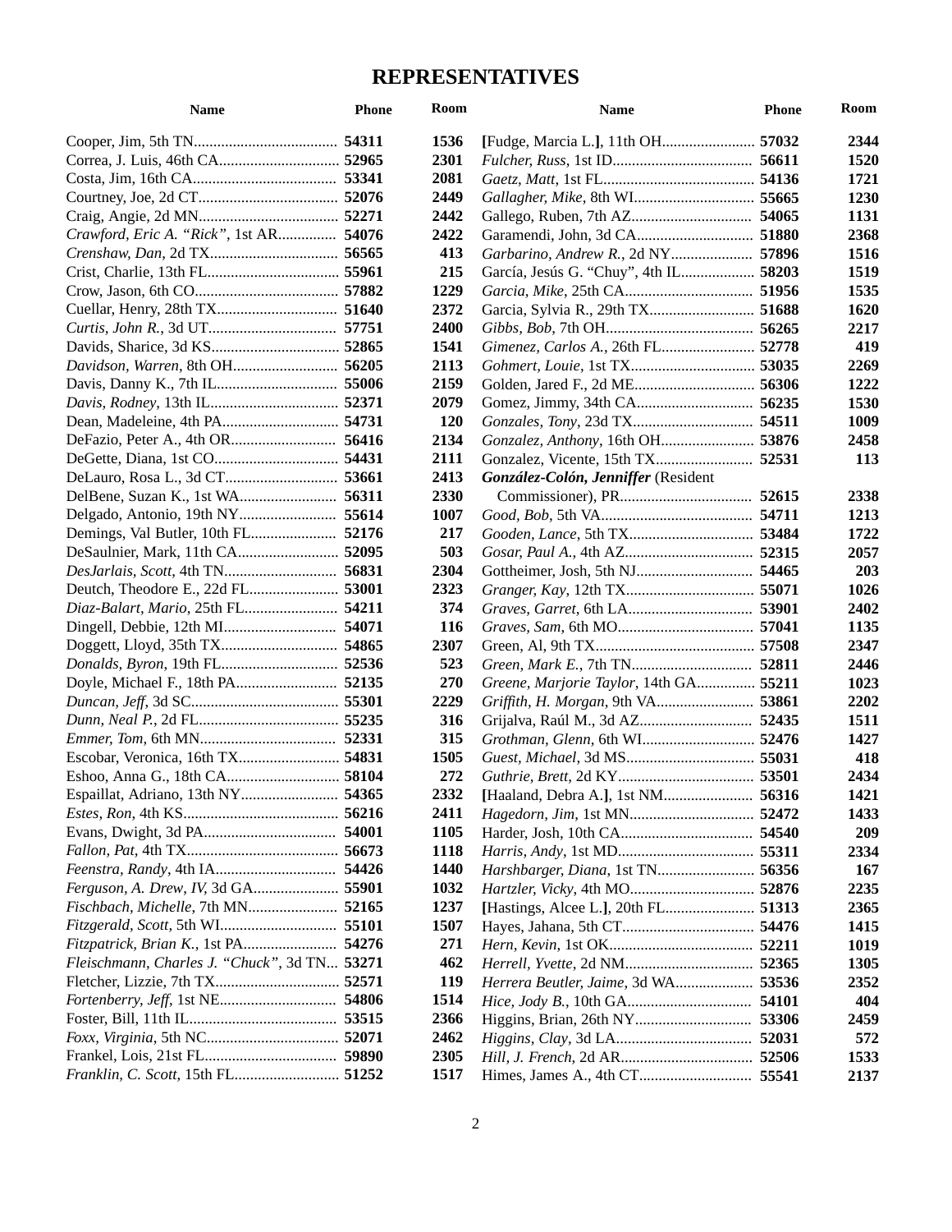## REPRESENTATIVES

| Name | Phone | Room |
|---|---|---|
| Cooper, Jim, 5th TN | **54311** | **1536** |
| Correa, J. Luis, 46th CA | **52965** | **2301** |
| Costa, Jim, 16th CA | **53341** | **2081** |
| Courtney, Joe, 2d CT | **52076** | **2449** |
| Craig, Angie, 2d MN | **52271** | **2442** |
| *Crawford, Eric A. "Rick"*, 1st AR | **54076** | **2422** |
| *Crenshaw, Dan*, 2d TX | **56565** | **413** |
| Crist, Charlie, 13th FL | **55961** | **215** |
| Crow, Jason, 6th CO | **57882** | **1229** |
| Cuellar, Henry, 28th TX | **51640** | **2372** |
| *Curtis, John R.*, 3d UT | **57751** | **2400** |
| Davids, Sharice, 3d KS | **52865** | **1541** |
| *Davidson, Warren*, 8th OH | **56205** | **2113** |
| Davis, Danny K., 7th IL | **55006** | **2159** |
| *Davis, Rodney*, 13th IL | **52371** | **2079** |
| Dean, Madeleine, 4th PA | **54731** | **120** |
| DeFazio, Peter A., 4th OR | **56416** | **2134** |
| DeGette, Diana, 1st CO | **54431** | **2111** |
| DeLauro, Rosa L., 3d CT | **53661** | **2413** |
| DelBene, Suzan K., 1st WA | **56311** | **2330** |
| Delgado, Antonio, 19th NY | **55614** | **1007** |
| Demings, Val Butler, 10th FL | **52176** | **217** |
| DeSaulnier, Mark, 11th CA | **52095** | **503** |
| *DesJarlais, Scott*, 4th TN | **56831** | **2304** |
| Deutch, Theodore E., 22d FL | **53001** | **2323** |
| *Diaz-Balart, Mario*, 25th FL | **54211** | **374** |
| Dingell, Debbie, 12th MI | **54071** | **116** |
| Doggett, Lloyd, 35th TX | **54865** | **2307** |
| *Donalds, Byron*, 19th FL | **52536** | **523** |
| Doyle, Michael F., 18th PA | **52135** | **270** |
| *Duncan, Jeff*, 3d SC | **55301** | **2229** |
| *Dunn, Neal P.*, 2d FL | **55235** | **316** |
| *Emmer, Tom*, 6th MN | **52331** | **315** |
| Escobar, Veronica, 16th TX | **54831** | **1505** |
| Eshoo, Anna G., 18th CA | **58104** | **272** |
| Espaillat, Adriano, 13th NY | **54365** | **2332** |
| *Estes, Ron*, 4th KS | **56216** | **2411** |
| Evans, Dwight, 3d PA | **54001** | **1105** |
| *Fallon, Pat*, 4th TX | **56673** | **1118** |
| *Feenstra, Randy*, 4th IA | **54426** | **1440** |
| *Ferguson, A. Drew, IV*, 3d GA | **55901** | **1032** |
| *Fischbach, Michelle*, 7th MN | **52165** | **1237** |
| *Fitzgerald, Scott*, 5th WI | **55101** | **1507** |
| *Fitzpatrick, Brian K.*, 1st PA | **54276** | **271** |
| *Fleischmann, Charles J. "Chuck"*, 3d TN | **53271** | **462** |
| Fletcher, Lizzie, 7th TX | **52571** | **119** |
| *Fortenberry, Jeff*, 1st NE | **54806** | **1514** |
| Foster, Bill, 11th IL | **53515** | **2366** |
| *Foxx, Virginia*, 5th NC | **52071** | **2462** |
| Frankel, Lois, 21st FL | **59890** | **2305** |
| *Franklin, C. Scott*, 15th FL | **51252** | **1517** |
| **[**Fudge, Marcia L.**]**, 11th OH | **57032** | **2344** |
| *Fulcher, Russ*, 1st ID | **56611** | **1520** |
| *Gaetz, Matt*, 1st FL | **54136** | **1721** |
| *Gallagher, Mike*, 8th WI | **55665** | **1230** |
| Gallego, Ruben, 7th AZ | **54065** | **1131** |
| Garamendi, John, 3d CA | **51880** | **2368** |
| *Garbarino, Andrew R.*, 2d NY | **57896** | **1516** |
| García, Jesús G. "Chuy", 4th IL | **58203** | **1519** |
| *Garcia, Mike*, 25th CA | **51956** | **1535** |
| Garcia, Sylvia R., 29th TX | **51688** | **1620** |
| *Gibbs, Bob*, 7th OH | **56265** | **2217** |
| *Gimenez, Carlos A.*, 26th FL | **52778** | **419** |
| *Gohmert, Louie*, 1st TX | **53035** | **2269** |
| Golden, Jared F., 2d ME | **56306** | **1222** |
| Gomez, Jimmy, 34th CA | **56235** | **1530** |
| *Gonzales, Tony*, 23d TX | **54511** | **1009** |
| *Gonzalez, Anthony*, 16th OH | **53876** | **2458** |
| Gonzalez, Vicente, 15th TX | **52531** | **113** |
| ***González-Colón, Jenniffer*** (Resident Commissioner), PR | **52615** | **2338** |
| *Good, Bob*, 5th VA | **54711** | **1213** |
| *Gooden, Lance*, 5th TX | **53484** | **1722** |
| *Gosar, Paul A.*, 4th AZ | **52315** | **2057** |
| Gottheimer, Josh, 5th NJ | **54465** | **203** |
| *Granger, Kay*, 12th TX | **55071** | **1026** |
| *Graves, Garret*, 6th LA | **53901** | **2402** |
| *Graves, Sam*, 6th MO | **57041** | **1135** |
| Green, Al, 9th TX | **57508** | **2347** |
| *Green, Mark E.*, 7th TN | **52811** | **2446** |
| *Greene, Marjorie Taylor*, 14th GA | **55211** | **1023** |
| *Griffith, H. Morgan*, 9th VA | **53861** | **2202** |
| Grijalva, Raúl M., 3d AZ | **52435** | **1511** |
| *Grothman, Glenn*, 6th WI | **52476** | **1427** |
| *Guest, Michael*, 3d MS | **55031** | **418** |
| *Guthrie, Brett*, 2d KY | **53501** | **2434** |
| **[**Haaland, Debra A.**]**, 1st NM | **56316** | **1421** |
| *Hagedorn, Jim*, 1st MN | **52472** | **1433** |
| Harder, Josh, 10th CA | **54540** | **209** |
| *Harris, Andy*, 1st MD | **55311** | **2334** |
| *Harshbarger, Diana*, 1st TN | **56356** | **167** |
| *Hartzler, Vicky*, 4th MO | **52876** | **2235** |
| **[**Hastings, Alcee L.**]**, 20th FL | **51313** | **2365** |
| Hayes, Jahana, 5th CT | **54476** | **1415** |
| *Hern, Kevin*, 1st OK | **52211** | **1019** |
| *Herrell, Yvette*, 2d NM | **52365** | **1305** |
| *Herrera Beutler, Jaime*, 3d WA | **53536** | **2352** |
| *Hice, Jody B.*, 10th GA | **54101** | **404** |
| Higgins, Brian, 26th NY | **53306** | **2459** |
| *Higgins, Clay*, 3d LA | **52031** | **572** |
| *Hill, J. French*, 2d AR | **52506** | **1533** |
| Himes, James A., 4th CT | **55541** | **2137** |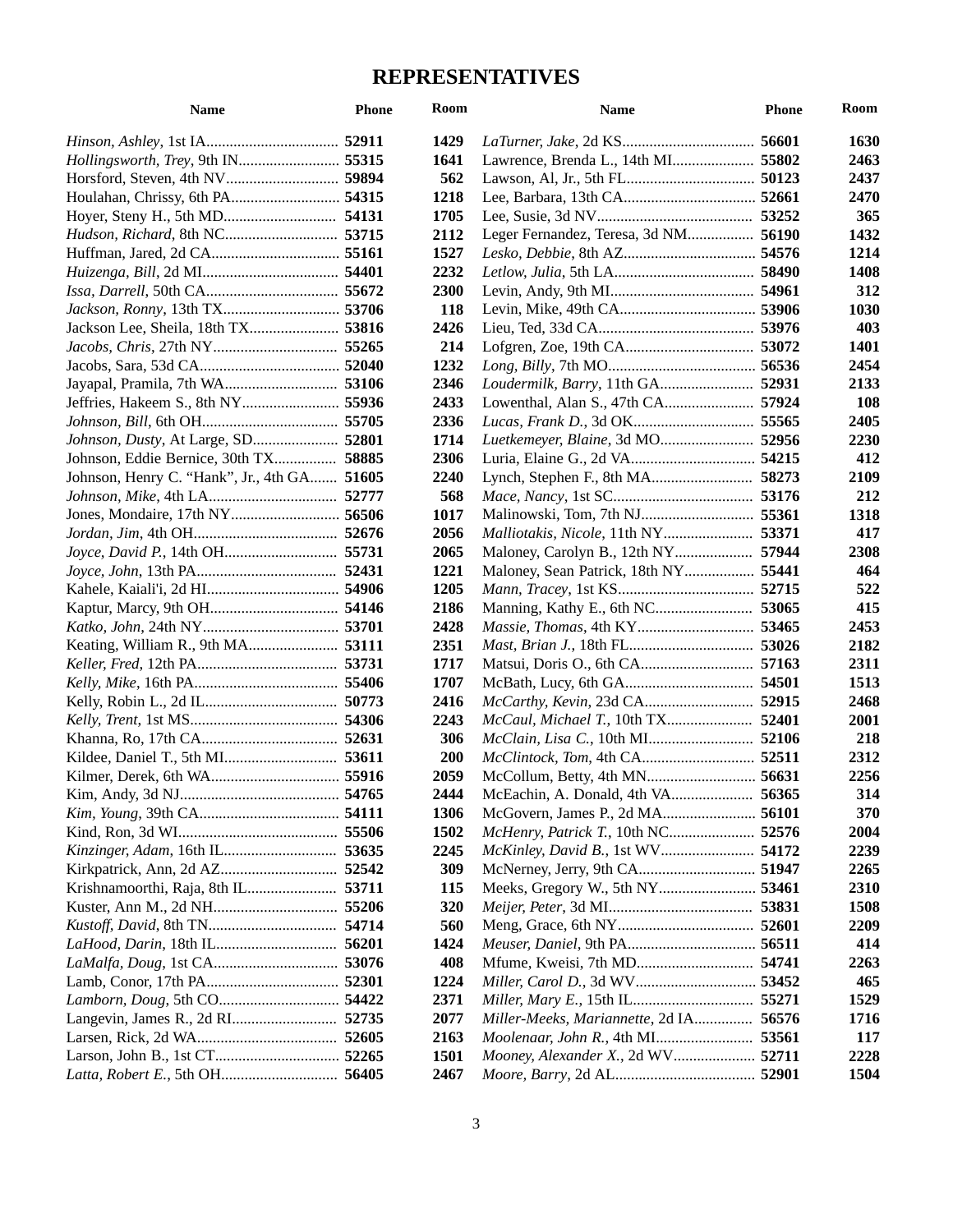# REPRESENTATIVES

| Name | Phone | Room |
|---|---|---|
| *Hinson, Ashley*, 1st IA | **52911** | **1429** |
| *Hollingsworth, Trey*, 9th IN | **55315** | **1641** |
| Horsford, Steven, 4th NV | **59894** | **562** |
| Houlahan, Chrissy, 6th PA | **54315** | **1218** |
| Hoyer, Steny H., 5th MD | **54131** | **1705** |
| *Hudson, Richard*, 8th NC | **53715** | **2112** |
| Huffman, Jared, 2d CA | **55161** | **1527** |
| *Huizenga, Bill*, 2d MI | **54401** | **2232** |
| *Issa, Darrell*, 50th CA | **55672** | **2300** |
| *Jackson, Ronny*, 13th TX | **53706** | **118** |
| Jackson Lee, Sheila, 18th TX | **53816** | **2426** |
| *Jacobs, Chris*, 27th NY | **55265** | **214** |
| Jacobs, Sara, 53d CA | **52040** | **1232** |
| Jayapal, Pramila, 7th WA | **53106** | **2346** |
| Jeffries, Hakeem S., 8th NY | **55936** | **2433** |
| *Johnson, Bill*, 6th OH | **55705** | **2336** |
| *Johnson, Dusty*, At Large, SD | **52801** | **1714** |
| Johnson, Eddie Bernice, 30th TX | **58885** | **2306** |
| Johnson, Henry C. "Hank", Jr., 4th GA | **51605** | **2240** |
| *Johnson, Mike*, 4th LA | **52777** | **568** |
| Jones, Mondaire, 17th NY | **56506** | **1017** |
| *Jordan, Jim*, 4th OH | **52676** | **2056** |
| *Joyce, David P.*, 14th OH | **55731** | **2065** |
| *Joyce, John*, 13th PA | **52431** | **1221** |
| Kahele, Kaiali'i, 2d HI | **54906** | **1205** |
| Kaptur, Marcy, 9th OH | **54146** | **2186** |
| *Katko, John*, 24th NY | **53701** | **2428** |
| Keating, William R., 9th MA | **53111** | **2351** |
| *Keller, Fred*, 12th PA | **53731** | **1717** |
| *Kelly, Mike*, 16th PA | **55406** | **1707** |
| Kelly, Robin L., 2d IL | **50773** | **2416** |
| *Kelly, Trent*, 1st MS | **54306** | **2243** |
| Khanna, Ro, 17th CA | **52631** | **306** |
| Kildee, Daniel T., 5th MI | **53611** | **200** |
| Kilmer, Derek, 6th WA | **55916** | **2059** |
| Kim, Andy, 3d NJ | **54765** | **2444** |
| *Kim, Young*, 39th CA | **54111** | **1306** |
| Kind, Ron, 3d WI | **55506** | **1502** |
| *Kinzinger, Adam*, 16th IL | **53635** | **2245** |
| Kirkpatrick, Ann, 2d AZ | **52542** | **309** |
| Krishnamoorthi, Raja, 8th IL | **53711** | **115** |
| Kuster, Ann M., 2d NH | **55206** | **320** |
| *Kustoff, David*, 8th TN | **54714** | **560** |
| *LaHood, Darin*, 18th IL | **56201** | **1424** |
| *LaMalfa, Doug*, 1st CA | **53076** | **408** |
| Lamb, Conor, 17th PA | **52301** | **1224** |
| *Lamborn, Doug*, 5th CO | **54422** | **2371** |
| Langevin, James R., 2d RI | **52735** | **2077** |
| Larsen, Rick, 2d WA | **52605** | **2163** |
| Larson, John B., 1st CT | **52265** | **1501** |
| *Latta, Robert E.*, 5th OH | **56405** | **2467** |
| *LaTurner, Jake*, 2d KS | **56601** | **1630** |
| Lawrence, Brenda L., 14th MI | **55802** | **2463** |
| Lawson, Al, Jr., 5th FL | **50123** | **2437** |
| Lee, Barbara, 13th CA | **52661** | **2470** |
| Lee, Susie, 3d NV | **53252** | **365** |
| Leger Fernandez, Teresa, 3d NM | **56190** | **1432** |
| *Lesko, Debbie*, 8th AZ | **54576** | **1214** |
| *Letlow, Julia*, 5th LA | **58490** | **1408** |
| Levin, Andy, 9th MI | **54961** | **312** |
| Levin, Mike, 49th CA | **53906** | **1030** |
| Lieu, Ted, 33d CA | **53976** | **403** |
| Lofgren, Zoe, 19th CA | **53072** | **1401** |
| *Long, Billy*, 7th MO | **56536** | **2454** |
| *Loudermilk, Barry*, 11th GA | **52931** | **2133** |
| Lowenthal, Alan S., 47th CA | **57924** | **108** |
| *Lucas, Frank D.*, 3d OK | **55565** | **2405** |
| *Luetkemeyer, Blaine*, 3d MO | **52956** | **2230** |
| Luria, Elaine G., 2d VA | **54215** | **412** |
| Lynch, Stephen F., 8th MA | **58273** | **2109** |
| *Mace, Nancy*, 1st SC | **53176** | **212** |
| Malinowski, Tom, 7th NJ | **55361** | **1318** |
| *Malliotakis, Nicole*, 11th NY | **53371** | **417** |
| Maloney, Carolyn B., 12th NY | **57944** | **2308** |
| Maloney, Sean Patrick, 18th NY | **55441** | **464** |
| *Mann, Tracey*, 1st KS | **52715** | **522** |
| Manning, Kathy E., 6th NC | **53065** | **415** |
| *Massie, Thomas*, 4th KY | **53465** | **2453** |
| *Mast, Brian J.*, 18th FL | **53026** | **2182** |
| Matsui, Doris O., 6th CA | **57163** | **2311** |
| McBath, Lucy, 6th GA | **54501** | **1513** |
| *McCarthy, Kevin*, 23d CA | **52915** | **2468** |
| *McCaul, Michael T.*, 10th TX | **52401** | **2001** |
| *McClain, Lisa C.*, 10th MI | **52106** | **218** |
| *McClintock, Tom*, 4th CA | **52511** | **2312** |
| McCollum, Betty, 4th MN | **56631** | **2256** |
| McEachin, A. Donald, 4th VA | **56365** | **314** |
| McGovern, James P., 2d MA | **56101** | **370** |
| *McHenry, Patrick T.*, 10th NC | **52576** | **2004** |
| *McKinley, David B.*, 1st WV | **54172** | **2239** |
| McNerney, Jerry, 9th CA | **51947** | **2265** |
| Meeks, Gregory W., 5th NY | **53461** | **2310** |
| *Meijer, Peter*, 3d MI | **53831** | **1508** |
| Meng, Grace, 6th NY | **52601** | **2209** |
| *Meuser, Daniel*, 9th PA | **56511** | **414** |
| Mfume, Kweisi, 7th MD | **54741** | **2263** |
| *Miller, Carol D.*, 3d WV | **53452** | **465** |
| *Miller, Mary E.*, 15th IL | **55271** | **1529** |
| *Miller-Meeks, Mariannette*, 2d IA | **56576** | **1716** |
| *Moolenaar, John R.*, 4th MI | **53561** | **117** |
| *Mooney, Alexander X.*, 2d WV | **52711** | **2228** |
| *Moore, Barry*, 2d AL | **52901** | **1504** |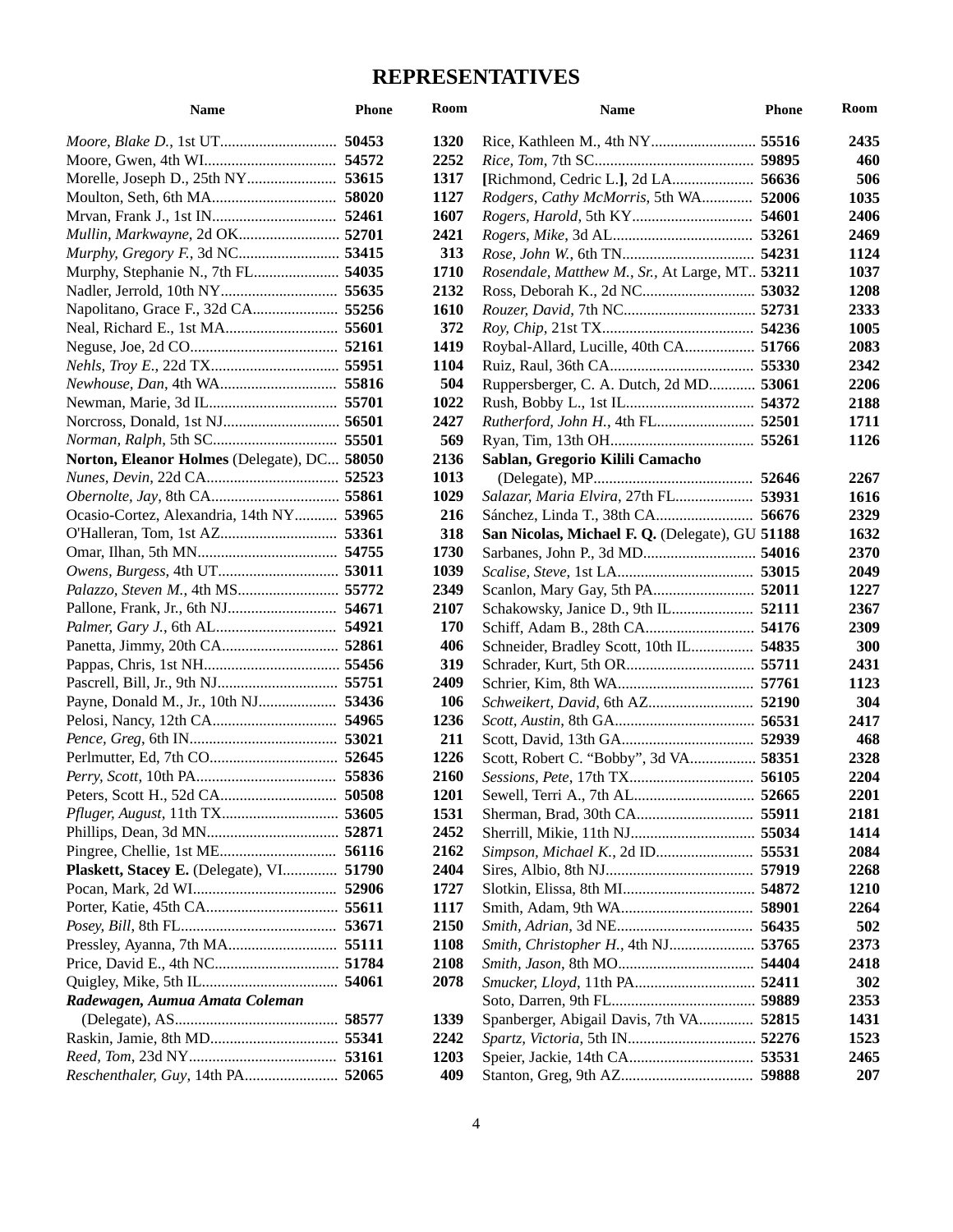# REPRESENTATIVES

| Name | Phone | Room |
|---|---|---|
| *Moore, Blake D.*, 1st UT | **50453** | **1320** |
| Moore, Gwen, 4th WI | **54572** | **2252** |
| Morelle, Joseph D., 25th NY | **53615** | **1317** |
| Moulton, Seth, 6th MA | **58020** | **1127** |
| Mrvan, Frank J., 1st IN | **52461** | **1607** |
| *Mullin, Markwayne*, 2d OK | **52701** | **2421** |
| *Murphy, Gregory F.*, 3d NC | **53415** | **313** |
| Murphy, Stephanie N., 7th FL | **54035** | **1710** |
| Nadler, Jerrold, 10th NY | **55635** | **2132** |
| Napolitano, Grace F., 32d CA | **55256** | **1610** |
| Neal, Richard E., 1st MA | **55601** | **372** |
| Neguse, Joe, 2d CO | **52161** | **1419** |
| *Nehls, Troy E.*, 22d TX | **55951** | **1104** |
| *Newhouse, Dan*, 4th WA | **55816** | **504** |
| Newman, Marie, 3d IL | **55701** | **1022** |
| Norcross, Donald, 1st NJ | **56501** | **2427** |
| *Norman, Ralph*, 5th SC | **55501** | **569** |
| **Norton, Eleanor Holmes** (Delegate), DC | **58050** | **2136** |
| *Nunes, Devin*, 22d CA | **52523** | **1013** |
| *Obernolte, Jay*, 8th CA | **55861** | **1029** |
| Ocasio-Cortez, Alexandria, 14th NY | **53965** | **216** |
| O'Halleran, Tom, 1st AZ | **53361** | **318** |
| Omar, Ilhan, 5th MN | **54755** | **1730** |
| *Owens, Burgess*, 4th UT | **53011** | **1039** |
| *Palazzo, Steven M.*, 4th MS | **55772** | **2349** |
| Pallone, Frank, Jr., 6th NJ | **54671** | **2107** |
| *Palmer, Gary J.*, 6th AL | **54921** | **170** |
| Panetta, Jimmy, 20th CA | **52861** | **406** |
| Pappas, Chris, 1st NH | **55456** | **319** |
| Pascrell, Bill, Jr., 9th NJ | **55751** | **2409** |
| Payne, Donald M., Jr., 10th NJ | **53436** | **106** |
| Pelosi, Nancy, 12th CA | **54965** | **1236** |
| *Pence, Greg*, 6th IN | **53021** | **211** |
| Perlmutter, Ed, 7th CO | **52645** | **1226** |
| *Perry, Scott*, 10th PA | **55836** | **2160** |
| Peters, Scott H., 52d CA | **50508** | **1201** |
| *Pfluger, August*, 11th TX | **53605** | **1531** |
| Phillips, Dean, 3d MN | **52871** | **2452** |
| Pingree, Chellie, 1st ME | **56116** | **2162** |
| **Plaskett, Stacey E.** (Delegate), VI | **51790** | **2404** |
| Pocan, Mark, 2d WI | **52906** | **1727** |
| Porter, Katie, 45th CA | **55611** | **1117** |
| *Posey, Bill*, 8th FL | **53671** | **2150** |
| Pressley, Ayanna, 7th MA | **55111** | **1108** |
| Price, David E., 4th NC | **51784** | **2108** |
| Quigley, Mike, 5th IL | **54061** | **2078** |
| ***Radewagen, Aumua Amata Coleman*** (Delegate), AS | **58577** | **1339** |
| Raskin, Jamie, 8th MD | **55341** | **2242** |
| *Reed, Tom*, 23d NY | **53161** | **1203** |
| *Reschenthaler, Guy*, 14th PA | **52065** | **409** |
| Rice, Kathleen M., 4th NY | **55516** | **2435** |
| *Rice, Tom*, 7th SC | **59895** | **460** |
| **[**Richmond, Cedric L.**]**, 2d LA | **56636** | **506** |
| *Rodgers, Cathy McMorris*, 5th WA | **52006** | **1035** |
| *Rogers, Harold*, 5th KY | **54601** | **2406** |
| *Rogers, Mike*, 3d AL | **53261** | **2469** |
| *Rose, John W.*, 6th TN | **54231** | **1124** |
| *Rosendale, Matthew M., Sr.*, At Large, MT | **53211** | **1037** |
| Ross, Deborah K., 2d NC | **53032** | **1208** |
| *Rouzer, David*, 7th NC | **52731** | **2333** |
| *Roy, Chip*, 21st TX | **54236** | **1005** |
| Roybal-Allard, Lucille, 40th CA | **51766** | **2083** |
| Ruiz, Raul, 36th CA | **55330** | **2342** |
| Ruppersberger, C. A. Dutch, 2d MD | **53061** | **2206** |
| Rush, Bobby L., 1st IL | **54372** | **2188** |
| *Rutherford, John H.*, 4th FL | **52501** | **1711** |
| Ryan, Tim, 13th OH | **55261** | **1126** |
| **Sablan, Gregorio Kilili Camacho** (Delegate), MP | **52646** | **2267** |
| *Salazar, Maria Elvira*, 27th FL | **53931** | **1616** |
| Sánchez, Linda T., 38th CA | **56676** | **2329** |
| **San Nicolas, Michael F. Q.** (Delegate), GU | **51188** | **1632** |
| Sarbanes, John P., 3d MD | **54016** | **2370** |
| *Scalise, Steve*, 1st LA | **53015** | **2049** |
| Scanlon, Mary Gay, 5th PA | **52011** | **1227** |
| Schakowsky, Janice D., 9th IL | **52111** | **2367** |
| Schiff, Adam B., 28th CA | **54176** | **2309** |
| Schneider, Bradley Scott, 10th IL | **54835** | **300** |
| Schrader, Kurt, 5th OR | **55711** | **2431** |
| Schrier, Kim, 8th WA | **57761** | **1123** |
| *Schweikert, David*, 6th AZ | **52190** | **304** |
| *Scott, Austin*, 8th GA | **56531** | **2417** |
| Scott, David, 13th GA | **52939** | **468** |
| Scott, Robert C. "Bobby", 3d VA | **58351** | **2328** |
| *Sessions, Pete*, 17th TX | **56105** | **2204** |
| Sewell, Terri A., 7th AL | **52665** | **2201** |
| Sherman, Brad, 30th CA | **55911** | **2181** |
| Sherrill, Mikie, 11th NJ | **55034** | **1414** |
| *Simpson, Michael K.*, 2d ID | **55531** | **2084** |
| Sires, Albio, 8th NJ | **57919** | **2268** |
| Slotkin, Elissa, 8th MI | **54872** | **1210** |
| Smith, Adam, 9th WA | **58901** | **2264** |
| *Smith, Adrian*, 3d NE | **56435** | **502** |
| *Smith, Christopher H.*, 4th NJ | **53765** | **2373** |
| *Smith, Jason*, 8th MO | **54404** | **2418** |
| *Smucker, Lloyd*, 11th PA | **52411** | **302** |
| Soto, Darren, 9th FL | **59889** | **2353** |
| Spanberger, Abigail Davis, 7th VA | **52815** | **1431** |
| *Spartz, Victoria*, 5th IN | **52276** | **1523** |
| Speier, Jackie, 14th CA | **53531** | **2465** |
| Stanton, Greg, 9th AZ | **59888** | **207** |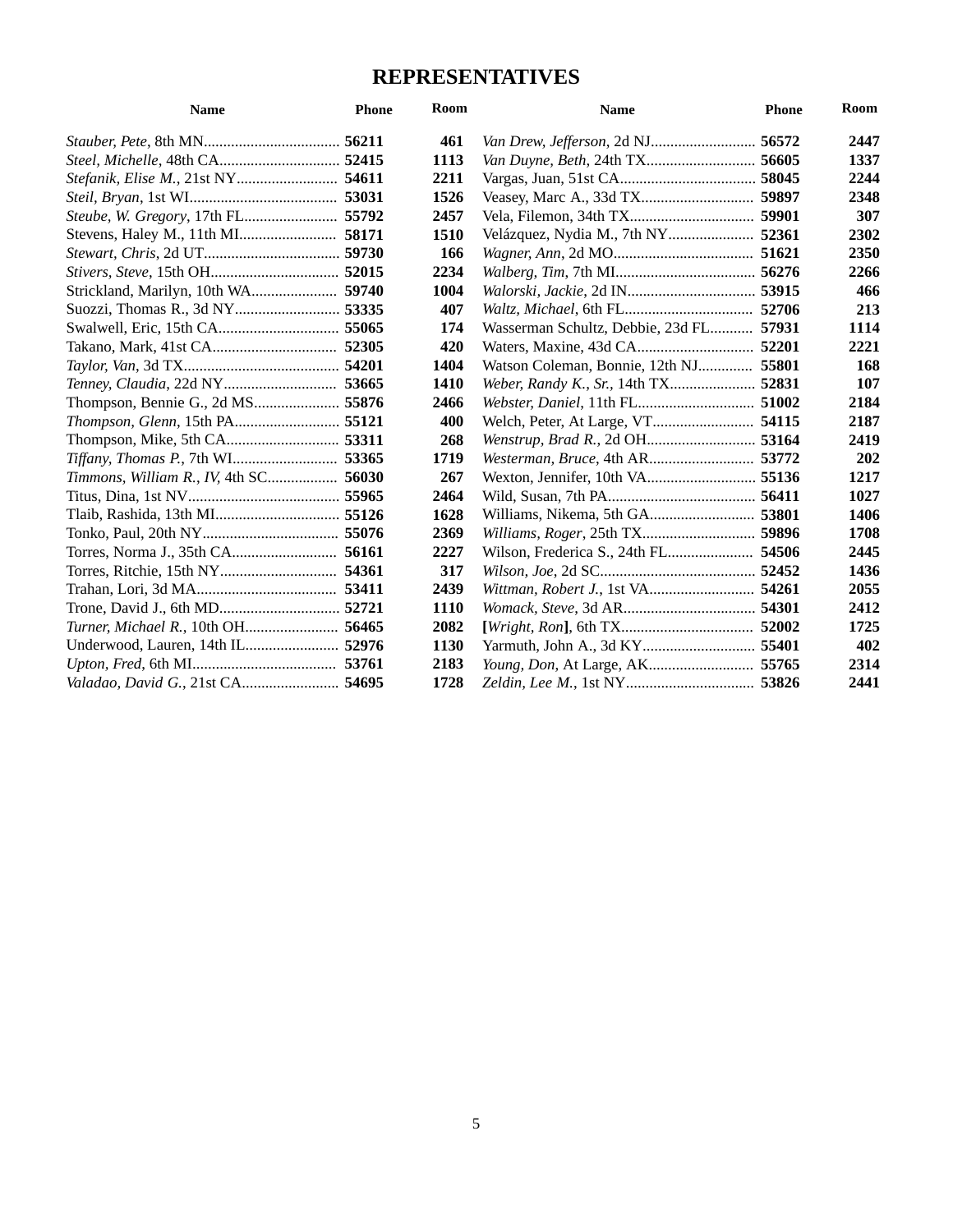# REPRESENTATIVES

| Name | Phone | Room |
|---|---|---|
| *Stauber, Pete*, 8th MN | **56211** | **461** |
| *Steel, Michelle*, 48th CA | **52415** | **1113** |
| *Stefanik, Elise M.*, 21st NY | **54611** | **2211** |
| *Steil, Bryan*, 1st WI | **53031** | **1526** |
| *Steube, W. Gregory*, 17th FL | **55792** | **2457** |
| Stevens, Haley M., 11th MI | **58171** | **1510** |
| *Stewart, Chris*, 2d UT | **59730** | **166** |
| *Stivers, Steve*, 15th OH | **52015** | **2234** |
| Strickland, Marilyn, 10th WA | **59740** | **1004** |
| Suozzi, Thomas R., 3d NY | **53335** | **407** |
| Swalwell, Eric, 15th CA | **55065** | **174** |
| Takano, Mark, 41st CA | **52305** | **420** |
| *Taylor, Van*, 3d TX | **54201** | **1404** |
| *Tenney, Claudia*, 22d NY | **53665** | **1410** |
| Thompson, Bennie G., 2d MS | **55876** | **2466** |
| *Thompson, Glenn*, 15th PA | **55121** | **400** |
| Thompson, Mike, 5th CA | **53311** | **268** |
| *Tiffany, Thomas P.*, 7th WI | **53365** | **1719** |
| *Timmons, William R., IV*, 4th SC | **56030** | **267** |
| Titus, Dina, 1st NV | **55965** | **2464** |
| Tlaib, Rashida, 13th MI | **55126** | **1628** |
| Tonko, Paul, 20th NY | **55076** | **2369** |
| Torres, Norma J., 35th CA | **56161** | **2227** |
| Torres, Ritchie, 15th NY | **54361** | **317** |
| Trahan, Lori, 3d MA | **53411** | **2439** |
| Trone, David J., 6th MD | **52721** | **1110** |
| *Turner, Michael R.*, 10th OH | **56465** | **2082** |
| Underwood, Lauren, 14th IL | **52976** | **1130** |
| *Upton, Fred*, 6th MI | **53761** | **2183** |
| *Valadao, David G.*, 21st CA | **54695** | **1728** |
| *Van Drew, Jefferson*, 2d NJ | **56572** | **2447** |
| *Van Duyne, Beth*, 24th TX | **56605** | **1337** |
| Vargas, Juan, 51st CA | **58045** | **2244** |
| Veasey, Marc A., 33d TX | **59897** | **2348** |
| Vela, Filemon, 34th TX | **59901** | **307** |
| Velázquez, Nydia M., 7th NY | **52361** | **2302** |
| *Wagner, Ann*, 2d MO | **51621** | **2350** |
| *Walberg, Tim*, 7th MI | **56276** | **2266** |
| *Walorski, Jackie*, 2d IN | **53915** | **466** |
| *Waltz, Michael*, 6th FL | **52706** | **213** |
| Wasserman Schultz, Debbie, 23d FL | **57931** | **1114** |
| Waters, Maxine, 43d CA | **52201** | **2221** |
| Watson Coleman, Bonnie, 12th NJ | **55801** | **168** |
| *Weber, Randy K., Sr.*, 14th TX | **52831** | **107** |
| *Webster, Daniel*, 11th FL | **51002** | **2184** |
| Welch, Peter, At Large, VT | **54115** | **2187** |
| *Wenstrup, Brad R.*, 2d OH | **53164** | **2419** |
| *Westerman, Bruce*, 4th AR | **53772** | **202** |
| Wexton, Jennifer, 10th VA | **55136** | **1217** |
| Wild, Susan, 7th PA | **56411** | **1027** |
| Williams, Nikema, 5th GA | **53801** | **1406** |
| *Williams, Roger*, 25th TX | **59896** | **1708** |
| Wilson, Frederica S., 24th FL | **54506** | **2445** |
| *Wilson, Joe*, 2d SC | **52452** | **1436** |
| *Wittman, Robert J.*, 1st VA | **54261** | **2055** |
| *Womack, Steve*, 3d AR | **54301** | **2412** |
| **[***Wright, Ron***]**, 6th TX | **52002** | **1725** |
| Yarmuth, John A., 3d KY | **55401** | **402** |
| *Young, Don*, At Large, AK | **55765** | **2314** |
| *Zeldin, Lee M.*, 1st NY | **53826** | **2441** |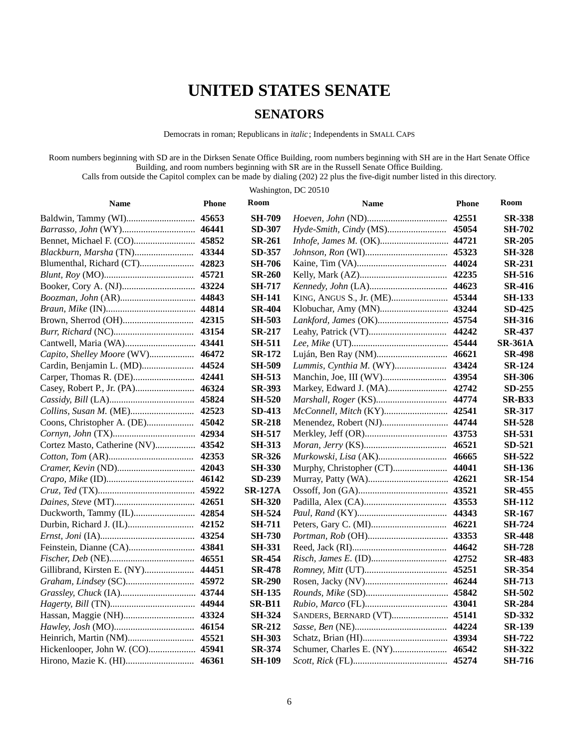# UNITED STATES SENATE

## SENATORS

Democrats in roman; Republicans in *italic*; Independents in SMALL CAPS

Room numbers beginning with SD are in the Dirksen Senate Office Building, room numbers beginning with SH are in the Hart Senate Office Building, and room numbers beginning with SR are in the Russell Senate Office Building.
Calls from outside the Capitol complex can be made by dialing (202) 22 plus the five-digit number listed in this directory.

Washington, DC 20510

| Name | Phone | Room |
|---|---|---|
| Baldwin, Tammy (WI) | **45653** | **SH-709** |
| *Barrasso, John* (WY) | **46441** | **SD-307** |
| Bennet, Michael F. (CO) | **45852** | **SR-261** |
| *Blackburn, Marsha* (TN) | **43344** | **SD-357** |
| Blumenthal, Richard (CT) | **42823** | **SH-706** |
| *Blunt, Roy* (MO) | **45721** | **SR-260** |
| Booker, Cory A. (NJ) | **43224** | **SH-717** |
| *Boozman, John* (AR) | **44843** | **SH-141** |
| *Braun, Mike* (IN) | **44814** | **SR-404** |
| Brown, Sherrod (OH) | **42315** | **SH-503** |
| *Burr, Richard* (NC) | **43154** | **SR-217** |
| Cantwell, Maria (WA) | **43441** | **SH-511** |
| *Capito, Shelley Moore* (WV) | **46472** | **SR-172** |
| Cardin, Benjamin L. (MD) | **44524** | **SH-509** |
| Carper, Thomas R. (DE) | **42441** | **SH-513** |
| Casey, Robert P., Jr. (PA) | **46324** | **SR-393** |
| *Cassidy, Bill* (LA) | **45824** | **SH-520** |
| *Collins, Susan M.* (ME) | **42523** | **SD-413** |
| Coons, Christopher A. (DE) | **45042** | **SR-218** |
| *Cornyn, John* (TX) | **42934** | **SH-517** |
| Cortez Masto, Catherine (NV) | **43542** | **SH-313** |
| *Cotton, Tom* (AR) | **42353** | **SR-326** |
| *Cramer, Kevin* (ND) | **42043** | **SH-330** |
| *Crapo, Mike* (ID) | **46142** | **SD-239** |
| *Cruz, Ted* (TX) | **45922** | **SR-127A** |
| *Daines, Steve* (MT) | **42651** | **SH-320** |
| Duckworth, Tammy (IL) | **42854** | **SH-524** |
| Durbin, Richard J. (IL) | **42152** | **SH-711** |
| *Ernst, Joni* (IA) | **43254** | **SH-730** |
| Feinstein, Dianne (CA) | **43841** | **SH-331** |
| *Fischer, Deb* (NE) | **46551** | **SR-454** |
| Gillibrand, Kirsten E. (NY) | **44451** | **SR-478** |
| *Graham, Lindsey* (SC) | **45972** | **SR-290** |
| *Grassley, Chuck* (IA) | **43744** | **SH-135** |
| *Hagerty, Bill* (TN) | **44944** | **SR-B11** |
| Hassan, Maggie (NH) | **43324** | **SH-324** |
| *Hawley, Josh* (MO) | **46154** | **SR-212** |
| Heinrich, Martin (NM) | **45521** | **SH-303** |
| Hickenlooper, John W. (CO) | **45941** | **SR-374** |
| Hirono, Mazie K. (HI) | **46361** | **SH-109** |
| *Hoeven, John* (ND) | **42551** | **SR-338** |
| *Hyde-Smith, Cindy* (MS) | **45054** | **SH-702** |
| *Inhofe, James M.* (OK) | **44721** | **SR-205** |
| *Johnson, Ron* (WI) | **45323** | **SH-328** |
| Kaine, Tim (VA) | **44024** | **SR-231** |
| Kelly, Mark (AZ) | **42235** | **SH-516** |
| *Kennedy, John* (LA) | **44623** | **SR-416** |
| KING, ANGUS S., JR. (ME) | **45344** | **SH-133** |
| Klobuchar, Amy (MN) | **43244** | **SD-425** |
| *Lankford, James* (OK) | **45754** | **SH-316** |
| Leahy, Patrick (VT) | **44242** | **SR-437** |
| *Lee, Mike* (UT) | **45444** | **SR-361A** |
| Luján, Ben Ray (NM) | **46621** | **SR-498** |
| *Lummis, Cynthia M.* (WY) | **43424** | **SR-124** |
| Manchin, Joe, III (WV) | **43954** | **SH-306** |
| Markey, Edward J. (MA) | **42742** | **SD-255** |
| *Marshall, Roger* (KS) | **44774** | **SR-B33** |
| *McConnell, Mitch* (KY) | **42541** | **SR-317** |
| Menendez, Robert (NJ) | **44744** | **SH-528** |
| Merkley, Jeff (OR) | **43753** | **SH-531** |
| *Moran, Jerry* (KS) | **46521** | **SD-521** |
| *Murkowski, Lisa* (AK) | **46665** | **SH-522** |
| Murphy, Christopher (CT) | **44041** | **SH-136** |
| Murray, Patty (WA) | **42621** | **SR-154** |
| Ossoff, Jon (GA) | **43521** | **SR-455** |
| Padilla, Alex (CA) | **43553** | **SH-112** |
| *Paul, Rand* (KY) | **44343** | **SR-167** |
| Peters, Gary C. (MI) | **46221** | **SH-724** |
| *Portman, Rob* (OH) | **43353** | **SR-448** |
| Reed, Jack (RI) | **44642** | **SH-728** |
| *Risch, James E.* (ID) | **42752** | **SR-483** |
| *Romney, Mitt* (UT) | **45251** | **SR-354** |
| Rosen, Jacky (NV) | **46244** | **SH-713** |
| *Rounds, Mike* (SD) | **45842** | **SH-502** |
| *Rubio, Marco* (FL) | **43041** | **SR-284** |
| SANDERS, BERNARD (VT) | **45141** | **SD-332** |
| *Sasse, Ben* (NE) | **44224** | **SR-139** |
| Schatz, Brian (HI) | **43934** | **SH-722** |
| Schumer, Charles E. (NY) | **46542** | **SH-322** |
| *Scott, Rick* (FL) | **45274** | **SH-716** |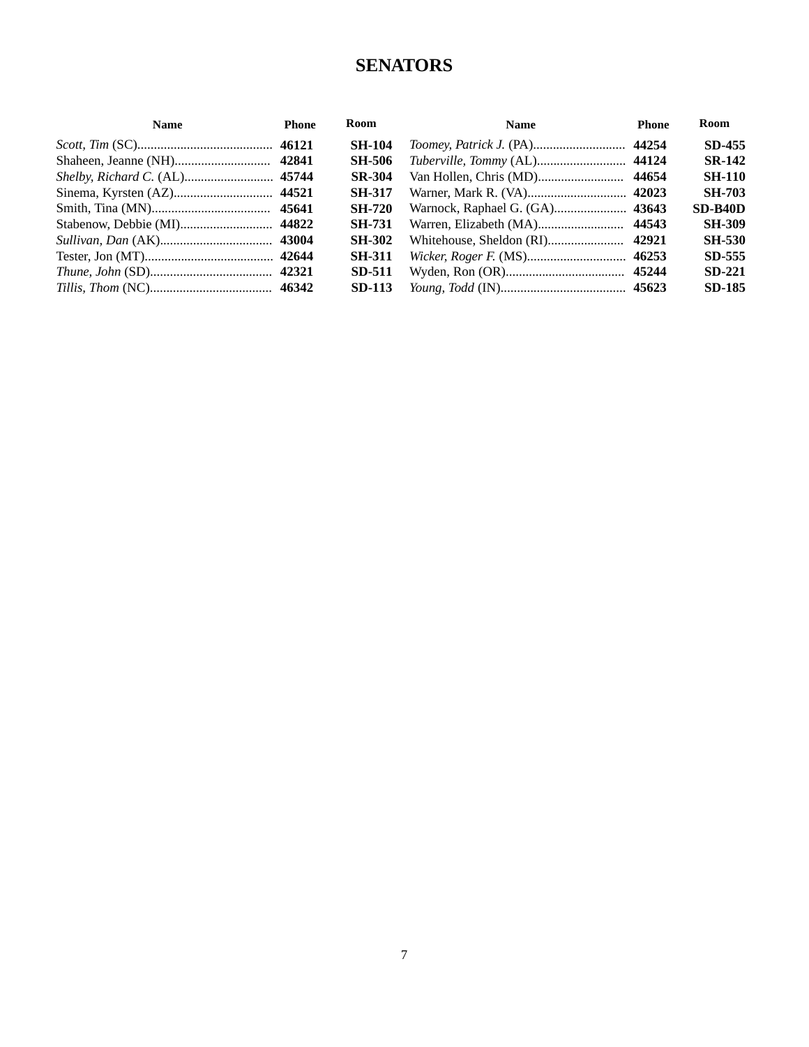# SENATORS

| Name | Phone | Room |
|---|---|---|
| *Scott, Tim* (SC) | **46121** | **SH-104** |
| Shaheen, Jeanne (NH) | **42841** | **SH-506** |
| *Shelby, Richard C.* (AL) | **45744** | **SR-304** |
| Sinema, Kyrsten (AZ) | **44521** | **SH-317** |
| Smith, Tina (MN) | **45641** | **SH-720** |
| Stabenow, Debbie (MI) | **44822** | **SH-731** |
| *Sullivan, Dan* (AK) | **43004** | **SH-302** |
| Tester, Jon (MT) | **42644** | **SH-311** |
| *Thune, John* (SD) | **42321** | **SD-511** |
| *Tillis, Thom* (NC) | **46342** | **SD-113** |
| *Toomey, Patrick J.* (PA) | **44254** | **SD-455** |
| *Tuberville, Tommy* (AL) | **44124** | **SR-142** |
| Van Hollen, Chris (MD) | **44654** | **SH-110** |
| Warner, Mark R. (VA) | **42023** | **SH-703** |
| Warnock, Raphael G. (GA) | **43643** | **SD-B40D** |
| Warren, Elizabeth (MA) | **44543** | **SH-309** |
| Whitehouse, Sheldon (RI) | **42921** | **SH-530** |
| *Wicker, Roger F.* (MS) | **46253** | **SD-555** |
| Wyden, Ron (OR) | **45244** | **SD-221** |
| *Young, Todd* (IN) | **45623** | **SD-185** |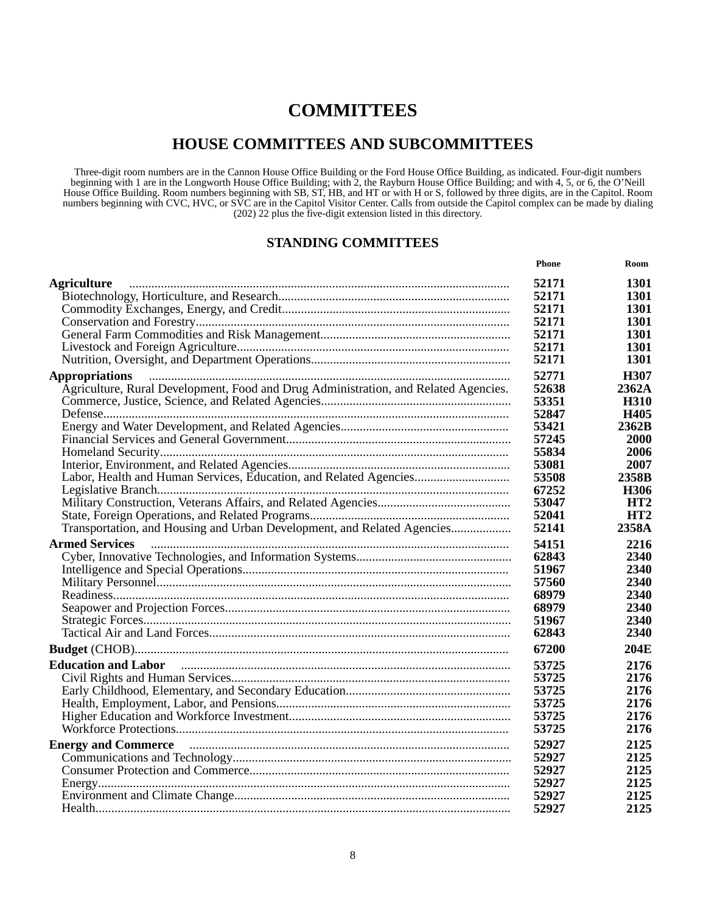# COMMITTEES

## HOUSE COMMITTEES AND SUBCOMMITTEES

Three-digit room numbers are in the Cannon House Office Building or the Ford House Office Building, as indicated. Four-digit numbers beginning with 1 are in the Longworth House Office Building; with 2, the Rayburn House Office Building; and with 4, 5, or 6, the O'Neill House Office Building. Room numbers beginning with SB, ST, HB, and HT or with H or S, followed by three digits, are in the Capitol. Room numbers beginning with CVC, HVC, or SVC are in the Capitol Visitor Center. Calls from outside the Capitol complex can be made by dialing (202) 22 plus the five-digit extension listed in this directory.

### STANDING COMMITTEES

| | Phone | Room |
|---|---|---|
| **Agriculture** | **52171** | **1301** |
| Biotechnology, Horticulture, and Research | **52171** | **1301** |
| Commodity Exchanges, Energy, and Credit | **52171** | **1301** |
| Conservation and Forestry | **52171** | **1301** |
| General Farm Commodities and Risk Management | **52171** | **1301** |
| Livestock and Foreign Agriculture | **52171** | **1301** |
| Nutrition, Oversight, and Department Operations | **52171** | **1301** |
| **Appropriations** | **52771** | **H307** |
| Agriculture, Rural Development, Food and Drug Administration, and Related Agencies. | **52638** | **2362A** |
| Commerce, Justice, Science, and Related Agencies | **53351** | **H310** |
| Defense | **52847** | **H405** |
| Energy and Water Development, and Related Agencies | **53421** | **2362B** |
| Financial Services and General Government | **57245** | **2000** |
| Homeland Security | **55834** | **2006** |
| Interior, Environment, and Related Agencies | **53081** | **2007** |
| Labor, Health and Human Services, Education, and Related Agencies | **53508** | **2358B** |
| Legislative Branch | **67252** | **H306** |
| Military Construction, Veterans Affairs, and Related Agencies | **53047** | **HT2** |
| State, Foreign Operations, and Related Programs | **52041** | **HT2** |
| Transportation, and Housing and Urban Development, and Related Agencies | **52141** | **2358A** |
| **Armed Services** | **54151** | **2216** |
| Cyber, Innovative Technologies, and Information Systems | **62843** | **2340** |
| Intelligence and Special Operations | **51967** | **2340** |
| Military Personnel | **57560** | **2340** |
| Readiness | **68979** | **2340** |
| Seapower and Projection Forces | **68979** | **2340** |
| Strategic Forces | **51967** | **2340** |
| Tactical Air and Land Forces | **62843** | **2340** |
| **Budget** (CHOB) | **67200** | **204E** |
| **Education and Labor** | **53725** | **2176** |
| Civil Rights and Human Services | **53725** | **2176** |
| Early Childhood, Elementary, and Secondary Education | **53725** | **2176** |
| Health, Employment, Labor, and Pensions | **53725** | **2176** |
| Higher Education and Workforce Investment | **53725** | **2176** |
| Workforce Protections | **53725** | **2176** |
| **Energy and Commerce** | **52927** | **2125** |
| Communications and Technology | **52927** | **2125** |
| Consumer Protection and Commerce | **52927** | **2125** |
| Energy | **52927** | **2125** |
| Environment and Climate Change | **52927** | **2125** |
| Health | **52927** | **2125** |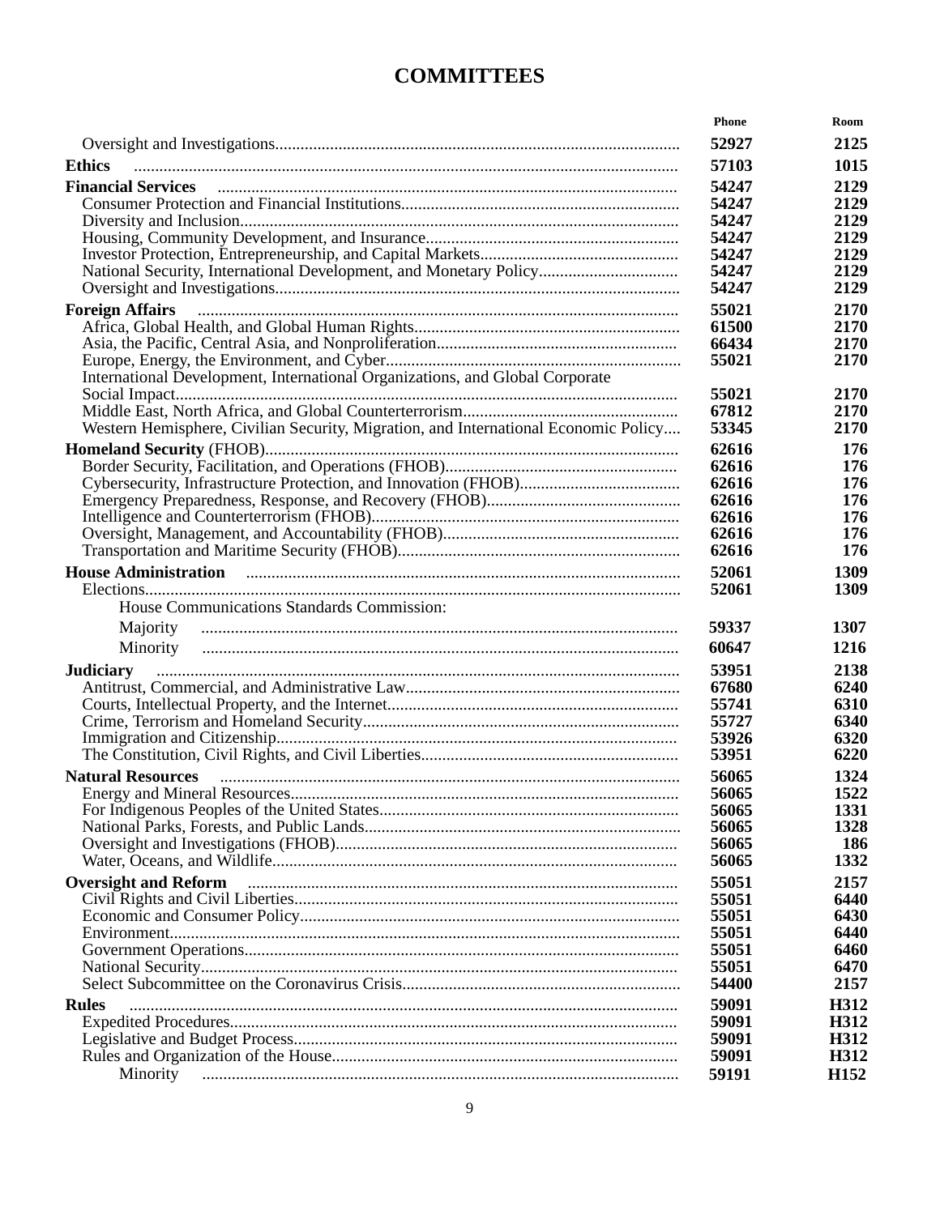# COMMITTEES

| | Phone | Room |
|---|---|---|
| Oversight and Investigations | **52927** | **2125** |
| **Ethics** | **57103** | **1015** |
| **Financial Services** | **54247** | **2129** |
| Consumer Protection and Financial Institutions | **54247** | **2129** |
| Diversity and Inclusion | **54247** | **2129** |
| Housing, Community Development, and Insurance | **54247** | **2129** |
| Investor Protection, Entrepreneurship, and Capital Markets | **54247** | **2129** |
| National Security, International Development, and Monetary Policy | **54247** | **2129** |
| Oversight and Investigations | **54247** | **2129** |
| **Foreign Affairs** | **55021** | **2170** |
| Africa, Global Health, and Global Human Rights | **61500** | **2170** |
| Asia, the Pacific, Central Asia, and Nonproliferation | **66434** | **2170** |
| Europe, Energy, the Environment, and Cyber | **55021** | **2170** |
| International Development, International Organizations, and Global Corporate Social Impact | **55021** | **2170** |
| Middle East, North Africa, and Global Counterterrorism | **67812** | **2170** |
| Western Hemisphere, Civilian Security, Migration, and International Economic Policy | **53345** | **2170** |
| **Homeland Security** (FHOB) | **62616** | **176** |
| Border Security, Facilitation, and Operations (FHOB) | **62616** | **176** |
| Cybersecurity, Infrastructure Protection, and Innovation (FHOB) | **62616** | **176** |
| Emergency Preparedness, Response, and Recovery (FHOB) | **62616** | **176** |
| Intelligence and Counterterrorism (FHOB) | **62616** | **176** |
| Oversight, Management, and Accountability (FHOB) | **62616** | **176** |
| Transportation and Maritime Security (FHOB) | **62616** | **176** |
| **House Administration** | **52061** | **1309** |
| Elections | **52061** | **1309** |
| House Communications Standards Commission: | | |
| Majority | **59337** | **1307** |
| Minority | **60647** | **1216** |
| **Judiciary** | **53951** | **2138** |
| Antitrust, Commercial, and Administrative Law | **67680** | **6240** |
| Courts, Intellectual Property, and the Internet | **55741** | **6310** |
| Crime, Terrorism and Homeland Security | **55727** | **6340** |
| Immigration and Citizenship | **53926** | **6320** |
| The Constitution, Civil Rights, and Civil Liberties | **53951** | **6220** |
| **Natural Resources** | **56065** | **1324** |
| Energy and Mineral Resources | **56065** | **1522** |
| For Indigenous Peoples of the United States | **56065** | **1331** |
| National Parks, Forests, and Public Lands | **56065** | **1328** |
| Oversight and Investigations (FHOB) | **56065** | **186** |
| Water, Oceans, and Wildlife | **56065** | **1332** |
| **Oversight and Reform** | **55051** | **2157** |
| Civil Rights and Civil Liberties | **55051** | **6440** |
| Economic and Consumer Policy | **55051** | **6430** |
| Environment | **55051** | **6440** |
| Government Operations | **55051** | **6460** |
| National Security | **55051** | **6470** |
| Select Subcommittee on the Coronavirus Crisis | **54400** | **2157** |
| **Rules** | **59091** | **H312** |
| Expedited Procedures | **59091** | **H312** |
| Legislative and Budget Process | **59091** | **H312** |
| Rules and Organization of the House | **59091** | **H312** |
| Minority | **59191** | **H152** |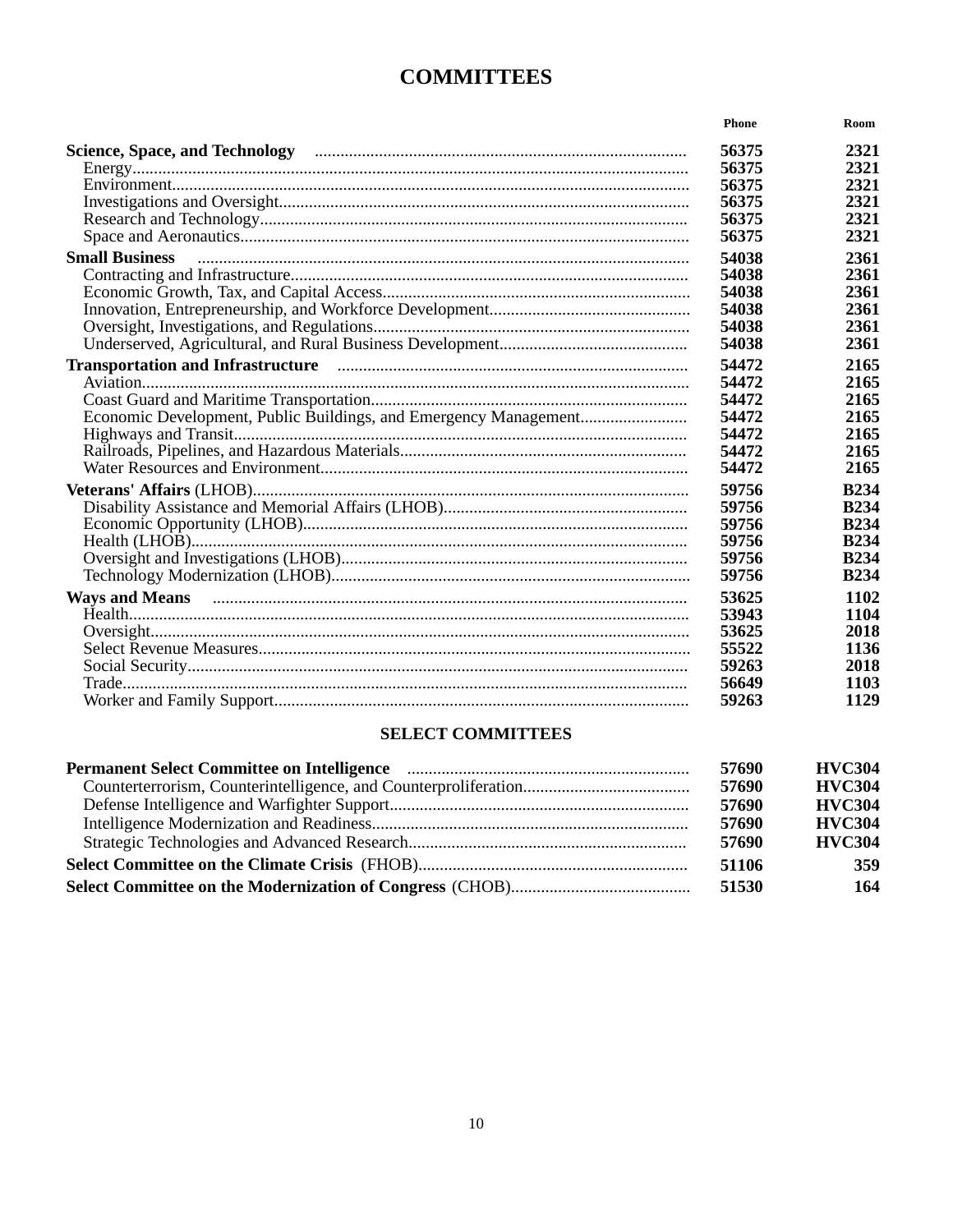# COMMITTEES

| | Phone | Room |
|---|---|---|
| **Science, Space, and Technology** | **56375** | **2321** |
| Energy | **56375** | **2321** |
| Environment | **56375** | **2321** |
| Investigations and Oversight | **56375** | **2321** |
| Research and Technology | **56375** | **2321** |
| Space and Aeronautics | **56375** | **2321** |
| **Small Business** | **54038** | **2361** |
| Contracting and Infrastructure | **54038** | **2361** |
| Economic Growth, Tax, and Capital Access | **54038** | **2361** |
| Innovation, Entrepreneurship, and Workforce Development | **54038** | **2361** |
| Oversight, Investigations, and Regulations | **54038** | **2361** |
| Underserved, Agricultural, and Rural Business Development | **54038** | **2361** |
| **Transportation and Infrastructure** | **54472** | **2165** |
| Aviation | **54472** | **2165** |
| Coast Guard and Maritime Transportation | **54472** | **2165** |
| Economic Development, Public Buildings, and Emergency Management | **54472** | **2165** |
| Highways and Transit | **54472** | **2165** |
| Railroads, Pipelines, and Hazardous Materials | **54472** | **2165** |
| Water Resources and Environment | **54472** | **2165** |
| **Veterans' Affairs** (LHOB) | **59756** | **B234** |
| Disability Assistance and Memorial Affairs (LHOB) | **59756** | **B234** |
| Economic Opportunity (LHOB) | **59756** | **B234** |
| Health (LHOB) | **59756** | **B234** |
| Oversight and Investigations (LHOB) | **59756** | **B234** |
| Technology Modernization (LHOB) | **59756** | **B234** |
| **Ways and Means** | **53625** | **1102** |
| Health | **53943** | **1104** |
| Oversight | **53625** | **2018** |
| Select Revenue Measures | **55522** | **1136** |
| Social Security | **59263** | **2018** |
| Trade | **56649** | **1103** |
| Worker and Family Support | **59263** | **1129** |

## SELECT COMMITTEES

| | Phone | Room |
|---|---|---|
| **Permanent Select Committee on Intelligence** | **57690** | **HVC304** |
| Counterterrorism, Counterintelligence, and Counterproliferation | **57690** | **HVC304** |
| Defense Intelligence and Warfighter Support | **57690** | **HVC304** |
| Intelligence Modernization and Readiness | **57690** | **HVC304** |
| Strategic Technologies and Advanced Research | **57690** | **HVC304** |
| **Select Committee on the Climate Crisis** (FHOB) | **51106** | **359** |
| **Select Committee on the Modernization of Congress** (CHOB) | **51530** | **164** |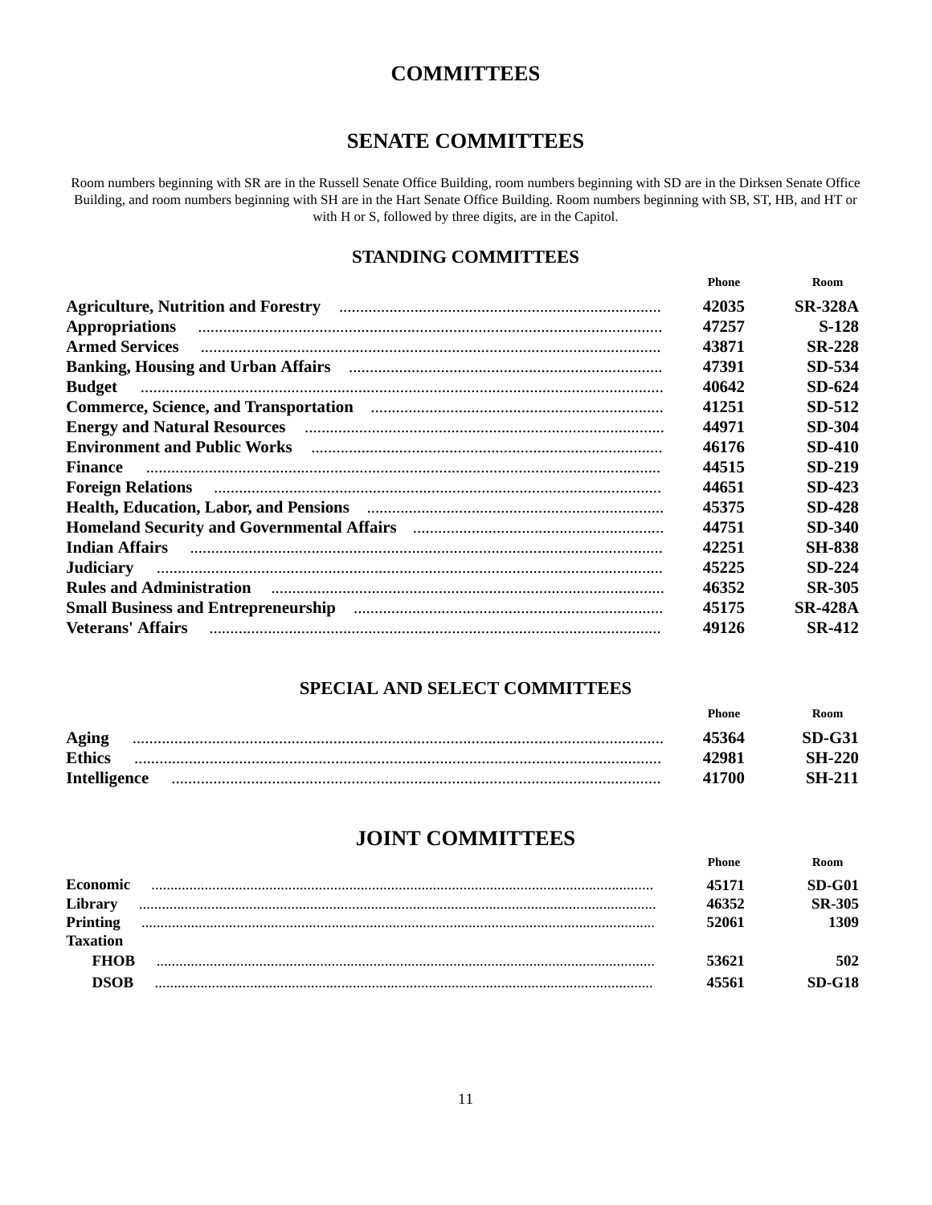# COMMITTEES

## SENATE COMMITTEES

Room numbers beginning with SR are in the Russell Senate Office Building, room numbers beginning with SD are in the Dirksen Senate Office Building, and room numbers beginning with SH are in the Hart Senate Office Building. Room numbers beginning with SB, ST, HB, and HT or with H or S, followed by three digits, are in the Capitol.

### STANDING COMMITTEES

| Committee | Phone | Room |
|---|---|---|
| **Agriculture, Nutrition and Forestry** | **42035** | **SR-328A** |
| **Appropriations** | **47257** | **S-128** |
| **Armed Services** | **43871** | **SR-228** |
| **Banking, Housing and Urban Affairs** | **47391** | **SD-534** |
| **Budget** | **40642** | **SD-624** |
| **Commerce, Science, and Transportation** | **41251** | **SD-512** |
| **Energy and Natural Resources** | **44971** | **SD-304** |
| **Environment and Public Works** | **46176** | **SD-410** |
| **Finance** | **44515** | **SD-219** |
| **Foreign Relations** | **44651** | **SD-423** |
| **Health, Education, Labor, and Pensions** | **45375** | **SD-428** |
| **Homeland Security and Governmental Affairs** | **44751** | **SD-340** |
| **Indian Affairs** | **42251** | **SH-838** |
| **Judiciary** | **45225** | **SD-224** |
| **Rules and Administration** | **46352** | **SR-305** |
| **Small Business and Entrepreneurship** | **45175** | **SR-428A** |
| **Veterans' Affairs** | **49126** | **SR-412** |

### SPECIAL AND SELECT COMMITTEES

| Committee | Phone | Room |
|---|---|---|
| **Aging** | **45364** | **SD-G31** |
| **Ethics** | **42981** | **SH-220** |
| **Intelligence** | **41700** | **SH-211** |

## JOINT COMMITTEES

| Committee | Phone | Room |
|---|---|---|
| **Economic** | **45171** | **SD-G01** |
| **Library** | **46352** | **SR-305** |
| **Printing** | **52061** | **1309** |
| **Taxation** | | |
| **FHOB** | **53621** | **502** |
| **DSOB** | **45561** | **SD-G18** |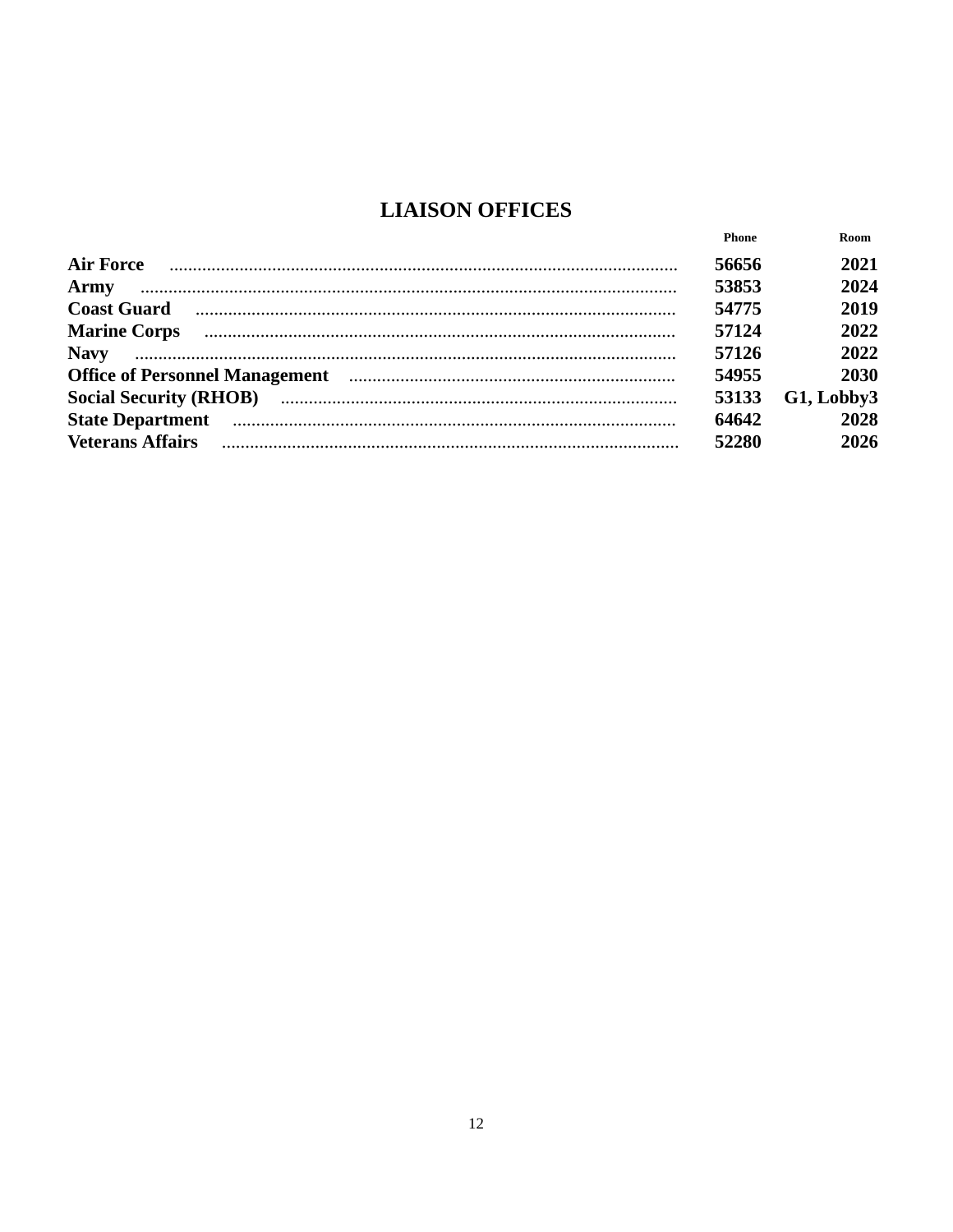# LIAISON OFFICES

| | Phone | Room |
|---|---|---|
| **Air Force** | **56656** | **2021** |
| **Army** | **53853** | **2024** |
| **Coast Guard** | **54775** | **2019** |
| **Marine Corps** | **57124** | **2022** |
| **Navy** | **57126** | **2022** |
| **Office of Personnel Management** | **54955** | **2030** |
| **Social Security (RHOB)** | **53133** | **G1, Lobby3** |
| **State Department** | **64642** | **2028** |
| **Veterans Affairs** | **52280** | **2026** |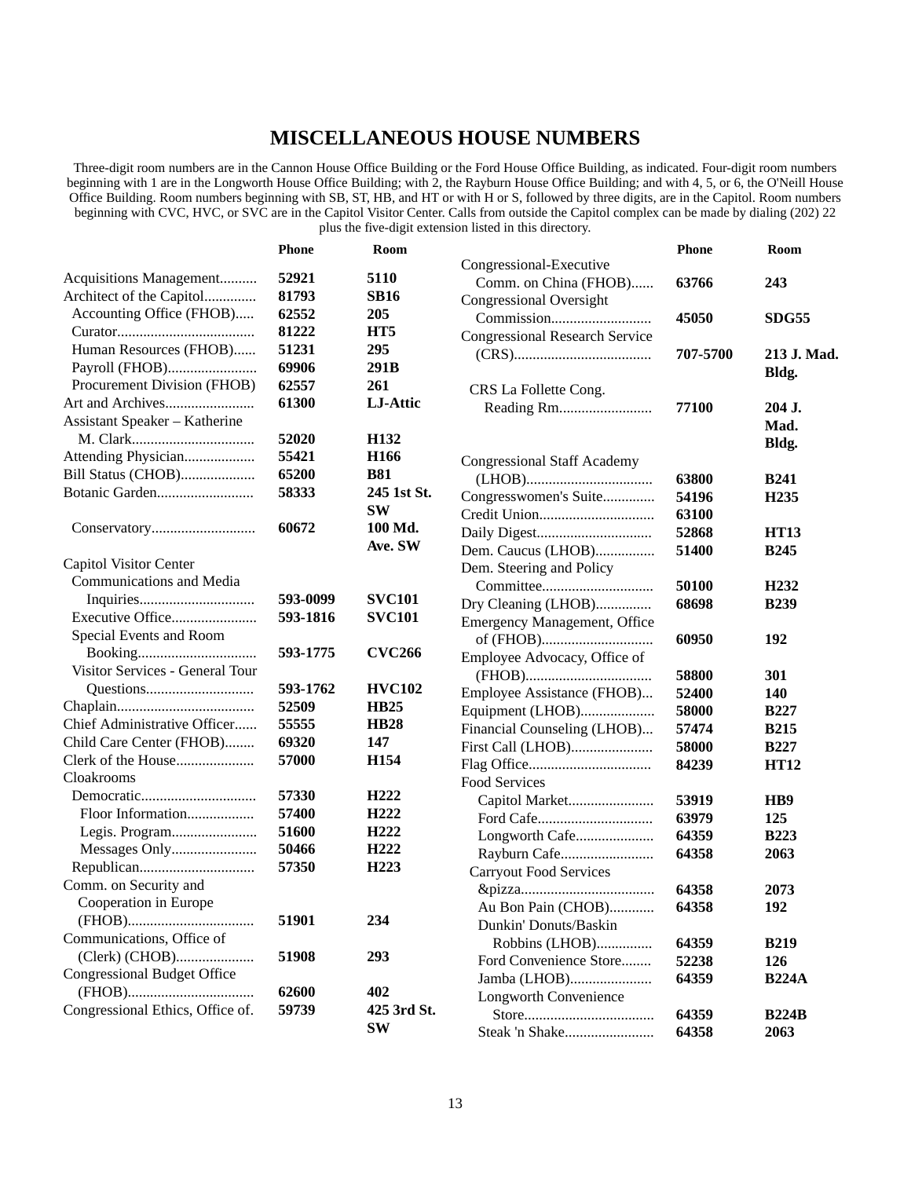# MISCELLANEOUS HOUSE NUMBERS

Three-digit room numbers are in the Cannon House Office Building or the Ford House Office Building, as indicated. Four-digit room numbers beginning with 1 are in the Longworth House Office Building; with 2, the Rayburn House Office Building; and with 4, 5, or 6, the O'Neill House Office Building. Room numbers beginning with SB, ST, HB, and HT or with H or S, followed by three digits, are in the Capitol. Room numbers beginning with CVC, HVC, or SVC are in the Capitol Visitor Center. Calls from outside the Capitol complex can be made by dialing (202) 22 plus the five-digit extension listed in this directory.

| | Phone | Room |
|---|---|---|
| Acquisitions Management | **52921** | **5110** |
| Architect of the Capitol | **81793** | **SB16** |
| Accounting Office (FHOB) | **62552** | **205** |
| Curator | **81222** | **HT5** |
| Human Resources (FHOB) | **51231** | **295** |
| Payroll (FHOB) | **69906** | **291B** |
| Procurement Division (FHOB) | **62557** | **261** |
| Art and Archives | **61300** | **LJ-Attic** |
| Assistant Speaker – Katherine M. Clark | **52020** | **H132** |
| Attending Physician | **55421** | **H166** |
| Bill Status (CHOB) | **65200** | **B81** |
| Botanic Garden | **58333** | **245 1st St. SW** |
| Conservatory | **60672** | **100 Md. Ave. SW** |
| Capitol Visitor Center | | |
| Communications and Media Inquiries | **593-0099** | **SVC101** |
| Executive Office | **593-1816** | **SVC101** |
| Special Events and Room Booking | **593-1775** | **CVC266** |
| Visitor Services - General Tour Questions | **593-1762** | **HVC102** |
| Chaplain | **52509** | **HB25** |
| Chief Administrative Officer | **55555** | **HB28** |
| Child Care Center (FHOB) | **69320** | **147** |
| Clerk of the House | **57000** | **H154** |
| Cloakrooms | | |
| Democratic | **57330** | **H222** |
| Floor Information | **57400** | **H222** |
| Legis. Program | **51600** | **H222** |
| Messages Only | **50466** | **H222** |
| Republican | **57350** | **H223** |
| Comm. on Security and Cooperation in Europe (FHOB) | **51901** | **234** |
| Communications, Office of (Clerk) (CHOB) | **51908** | **293** |
| Congressional Budget Office (FHOB) | **62600** | **402** |
| Congressional Ethics, Office of. | **59739** | **425 3rd St. SW** |
| Congressional-Executive Comm. on China (FHOB) | **63766** | **243** |
| Congressional Oversight Commission | **45050** | **SDG55** |
| Congressional Research Service (CRS) | **707-5700** | **213 J. Mad. Bldg.** |
| CRS La Follette Cong. Reading Rm | **77100** | **204 J. Mad. Bldg.** |
| Congressional Staff Academy (LHOB) | **63800** | **B241** |
| Congresswomen's Suite | **54196** | **H235** |
| Credit Union | **63100** | |
| Daily Digest | **52868** | **HT13** |
| Dem. Caucus (LHOB) | **51400** | **B245** |
| Dem. Steering and Policy Committee | **50100** | **H232** |
| Dry Cleaning (LHOB) | **68698** | **B239** |
| Emergency Management, Office of (FHOB) | **60950** | **192** |
| Employee Advocacy, Office of (FHOB) | **58800** | **301** |
| Employee Assistance (FHOB) | **52400** | **140** |
| Equipment (LHOB) | **58000** | **B227** |
| Financial Counseling (LHOB) | **57474** | **B215** |
| First Call (LHOB) | **58000** | **B227** |
| Flag Office | **84239** | **HT12** |
| Food Services | | |
| Capitol Market | **53919** | **HB9** |
| Ford Cafe | **63979** | **125** |
| Longworth Cafe | **64359** | **B223** |
| Rayburn Cafe | **64358** | **2063** |
| Carryout Food Services | | |
| &pizza | **64358** | **2073** |
| Au Bon Pain (CHOB) | **64358** | **192** |
| Dunkin' Donuts/Baskin Robbins (LHOB) | **64359** | **B219** |
| Ford Convenience Store | **52238** | **126** |
| Jamba (LHOB) | **64359** | **B224A** |
| Longworth Convenience Store | **64359** | **B224B** |
| Steak 'n Shake | **64358** | **2063** |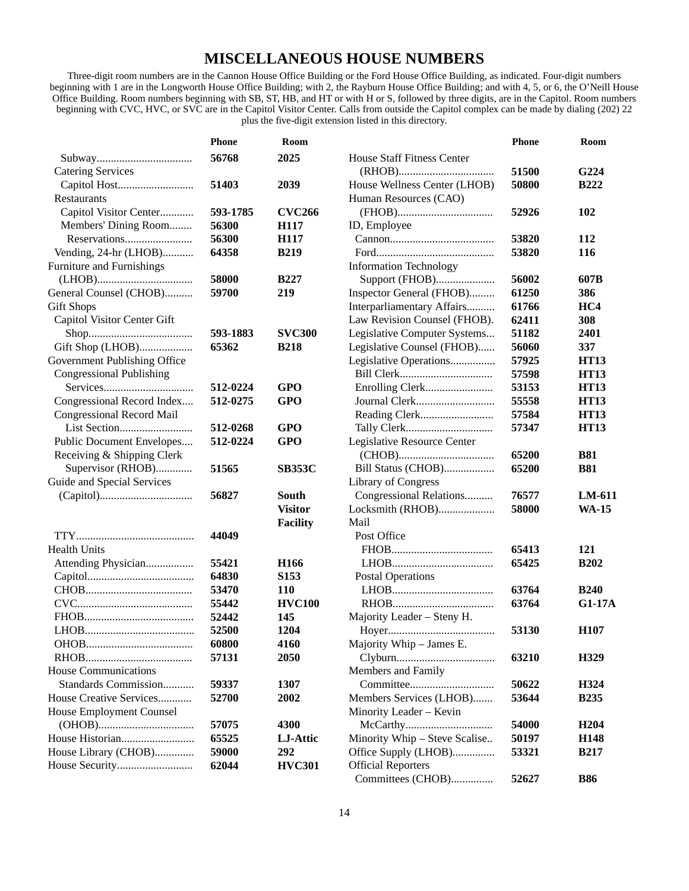# MISCELLANEOUS HOUSE NUMBERS

Three-digit room numbers are in the Cannon House Office Building or the Ford House Office Building, as indicated. Four-digit numbers beginning with 1 are in the Longworth House Office Building; with 2, the Rayburn House Office Building; and with 4, 5, or 6, the O'Neill House Office Building. Room numbers beginning with SB, ST, HB, and HT or with H or S, followed by three digits, are in the Capitol. Room numbers beginning with CVC, HVC, or SVC are in the Capitol Visitor Center. Calls from outside the Capitol complex can be made by dialing (202) 22 plus the five-digit extension listed in this directory.

| | Phone | Room |
|---|---|---|
| Subway | **56768** | **2025** |
| Catering Services | | |
| Capitol Host | **51403** | **2039** |
| Restaurants | | |
| Capitol Visitor Center | **593-1785** | **CVC266** |
| Members' Dining Room | **56300** | **H117** |
| Reservations | **56300** | **H117** |
| Vending, 24-hr (LHOB) | **64358** | **B219** |
| Furniture and Furnishings (LHOB) | **58000** | **B227** |
| General Counsel (CHOB) | **59700** | **219** |
| Gift Shops | | |
| Capitol Visitor Center Gift Shop | **593-1883** | **SVC300** |
| Gift Shop (LHOB) | **65362** | **B218** |
| Government Publishing Office | | |
| Congressional Publishing Services | **512-0224** | **GPO** |
| Congressional Record Index | **512-0275** | **GPO** |
| Congressional Record Mail List Section | **512-0268** | **GPO** |
| Public Document Envelopes | **512-0224** | **GPO** |
| Receiving & Shipping Clerk Supervisor (RHOB) | **51565** | **SB353C** |
| Guide and Special Services (Capitol) | **56827** | **South Visitor Facility** |
| TTY | **44049** | |
| Health Units | | |
| Attending Physician | **55421** | **H166** |
| Capitol | **64830** | **S153** |
| CHOB | **53470** | **110** |
| CVC | **55442** | **HVC100** |
| FHOB | **52442** | **145** |
| LHOB | **52500** | **1204** |
| OHOB | **60800** | **4160** |
| RHOB | **57131** | **2050** |
| House Communications Standards Commission | **59337** | **1307** |
| House Creative Services | **52700** | **2002** |
| House Employment Counsel (OHOB) | **57075** | **4300** |
| House Historian | **65525** | **LJ-Attic** |
| House Library (CHOB) | **59000** | **292** |
| House Security | **62044** | **HVC301** |
| House Staff Fitness Center (RHOB) | **51500** | **G224** |
| House Wellness Center (LHOB) | **50800** | **B222** |
| Human Resources (CAO) (FHOB) | **52926** | **102** |
| ID, Employee | | |
| Cannon | **53820** | **112** |
| Ford | **53820** | **116** |
| Information Technology Support (FHOB) | **56002** | **607B** |
| Inspector General (FHOB) | **61250** | **386** |
| Interparliamentary Affairs | **61766** | **HC4** |
| Law Revision Counsel (FHOB) | **62411** | **308** |
| Legislative Computer Systems | **51182** | **2401** |
| Legislative Counsel (FHOB) | **56060** | **337** |
| Legislative Operations | **57925** | **HT13** |
| Bill Clerk | **57598** | **HT13** |
| Enrolling Clerk | **53153** | **HT13** |
| Journal Clerk | **55558** | **HT13** |
| Reading Clerk | **57584** | **HT13** |
| Tally Clerk | **57347** | **HT13** |
| Legislative Resource Center (CHOB) | **65200** | **B81** |
| Bill Status (CHOB) | **65200** | **B81** |
| Library of Congress | | |
| Congressional Relations | **76577** | **LM-611** |
| Locksmith (RHOB) | **58000** | **WA-15** |
| Mail | | |
| Post Office | | |
| FHOB | **65413** | **121** |
| LHOB | **65425** | **B202** |
| Postal Operations | | |
| LHOB | **63764** | **B240** |
| RHOB | **63764** | **G1-17A** |
| Majority Leader – Steny H. Hoyer | **53130** | **H107** |
| Majority Whip – James E. Clyburn | **63210** | **H329** |
| Members and Family Committee | **50622** | **H324** |
| Members Services (LHOB) | **53644** | **B235** |
| Minority Leader – Kevin McCarthy | **54000** | **H204** |
| Minority Whip – Steve Scalise | **50197** | **H148** |
| Office Supply (LHOB) | **53321** | **B217** |
| Official Reporters | | |
| Committees (CHOB) | **52627** | **B86** |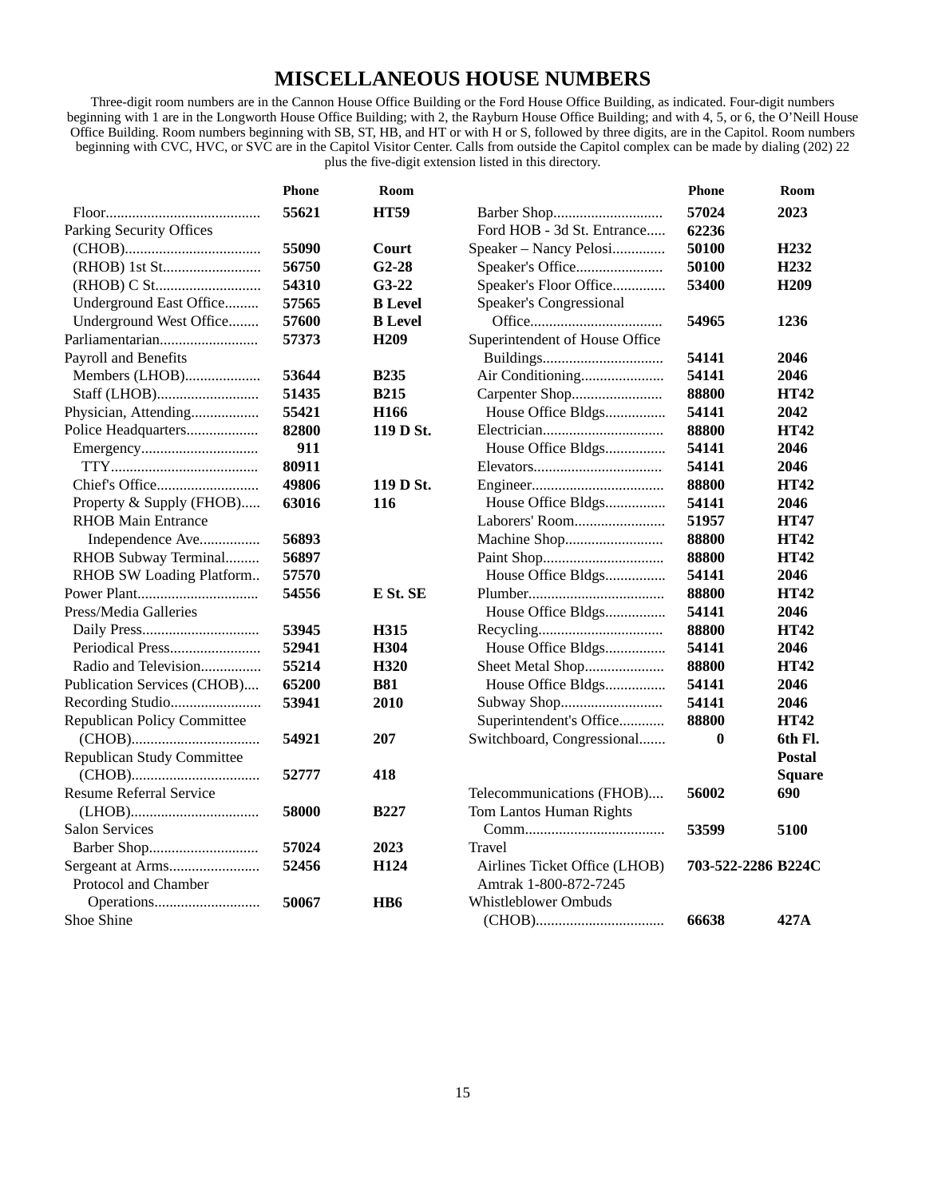# MISCELLANEOUS HOUSE NUMBERS

Three-digit room numbers are in the Cannon House Office Building or the Ford House Office Building, as indicated. Four-digit numbers beginning with 1 are in the Longworth House Office Building; with 2, the Rayburn House Office Building; and with 4, 5, or 6, the O'Neill House Office Building. Room numbers beginning with SB, ST, HB, and HT or with H or S, followed by three digits, are in the Capitol. Room numbers beginning with CVC, HVC, or SVC are in the Capitol Visitor Center. Calls from outside the Capitol complex can be made by dialing (202) 22 plus the five-digit extension listed in this directory.

| | Phone | Room |
|---|---|---|
| Floor | 55621 | HT59 |
| Parking Security Offices | | |
| (CHOB) | 55090 | Court |
| (RHOB) 1st St. | 56750 | G2-28 |
| (RHOB) C St. | 54310 | G3-22 |
| Underground East Office | 57565 | B Level |
| Underground West Office | 57600 | B Level |
| Parliamentarian | 57373 | H209 |
| Payroll and Benefits | | |
| Members (LHOB) | 53644 | B235 |
| Staff (LHOB) | 51435 | B215 |
| Physician, Attending | 55421 | H166 |
| Police Headquarters | 82800 | 119 D St. |
| Emergency | 911 | |
| TTY | 80911 | |
| Chief's Office | 49806 | 119 D St. |
| Property & Supply (FHOB) | 63016 | 116 |
| RHOB Main Entrance Independence Ave. | 56893 | |
| RHOB Subway Terminal | 56897 | |
| RHOB SW Loading Platform | 57570 | |
| Power Plant | 54556 | E St. SE |
| Press/Media Galleries | | |
| Daily Press | 53945 | H315 |
| Periodical Press | 52941 | H304 |
| Radio and Television | 55214 | H320 |
| Publication Services (CHOB) | 65200 | B81 |
| Recording Studio | 53941 | 2010 |
| Republican Policy Committee (CHOB) | 54921 | 207 |
| Republican Study Committee (CHOB) | 52777 | 418 |
| Resume Referral Service (LHOB) | 58000 | B227 |
| Salon Services | | |
| Barber Shop | 57024 | 2023 |
| Sergeant at Arms | 52456 | H124 |
| Protocol and Chamber Operations | 50067 | HB6 |
| Shoe Shine | | |
| Barber Shop | 57024 | 2023 |
| Ford HOB - 3d St. Entrance | 62236 | |
| Speaker – Nancy Pelosi | 50100 | H232 |
| Speaker's Office | 50100 | H232 |
| Speaker's Floor Office | 53400 | H209 |
| Speaker's Congressional Office | 54965 | 1236 |
| Superintendent of House Office Buildings | 54141 | 2046 |
| Air Conditioning | 54141 | 2046 |
| Carpenter Shop | 88800 | HT42 |
| House Office Bldgs. | 54141 | 2042 |
| Electrician | 88800 | HT42 |
| House Office Bldgs. | 54141 | 2046 |
| Elevators | 54141 | 2046 |
| Engineer | 88800 | HT42 |
| House Office Bldgs. | 54141 | 2046 |
| Laborers' Room | 51957 | HT47 |
| Machine Shop | 88800 | HT42 |
| Paint Shop | 88800 | HT42 |
| House Office Bldgs. | 54141 | 2046 |
| Plumber | 88800 | HT42 |
| House Office Bldgs. | 54141 | 2046 |
| Recycling | 88800 | HT42 |
| House Office Bldgs. | 54141 | 2046 |
| Sheet Metal Shop | 88800 | HT42 |
| House Office Bldgs. | 54141 | 2046 |
| Subway Shop | 54141 | 2046 |
| Superintendent's Office | 88800 | HT42 |
| Switchboard, Congressional | 0 | 6th Fl. Postal Square |
| Telecommunications (FHOB) | 56002 | 690 |
| Tom Lantos Human Rights Comm. | 53599 | 5100 |
| Travel | | |
| Airlines Ticket Office (LHOB) | 703-522-2286 | B224C |
| Amtrak 1-800-872-7245 | | |
| Whistleblower Ombuds (CHOB) | 66638 | 427A |